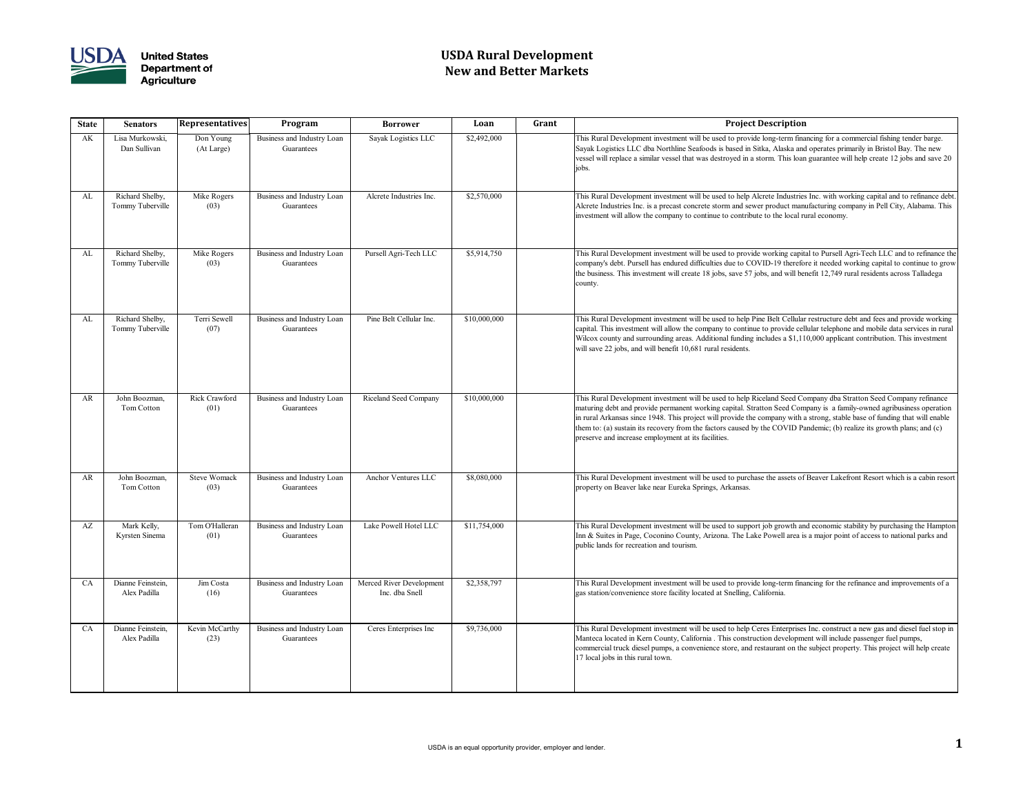# USDA Rural Development
# New and Better Markets

| State | Senators | Representatives | Program | Borrower | Loan | Grant | Project Description |
|---|---|---|---|---|---|---|---|
| AK | Lisa Murkowski, Dan Sullivan | Don Young (At Large) | Business and Industry Loan Guarantees | Sayak Logistics LLC | $2,492,000 | | This Rural Development investment will be used to provide long-term financing for a commercial fishing tender barge. Sayak Logistics LLC dba Northline Seafoods is based in Sitka, Alaska and operates primarily in Bristol Bay. The new vessel will replace a similar vessel that was destroyed in a storm. This loan guarantee will help create 12 jobs and save 20 jobs. |
| AL | Richard Shelby, Tommy Tuberville | Mike Rogers (03) | Business and Industry Loan Guarantees | Alcrete Industries Inc. | $2,570,000 | | This Rural Development investment will be used to help Alcrete Industries Inc. with working capital and to refinance debt. Alcrete Industries Inc. is a precast concrete storm and sewer product manufacturing company in Pell City, Alabama. This investment will allow the company to continue to contribute to the local rural economy. |
| AL | Richard Shelby, Tommy Tuberville | Mike Rogers (03) | Business and Industry Loan Guarantees | Pursell Agri-Tech LLC | $5,914,750 | | This Rural Development investment will be used to provide working capital to Pursell Agri-Tech LLC and to refinance the company's debt. Pursell has endured difficulties due to COVID-19 therefore it needed working capital to continue to grow the business. This investment will create 18 jobs, save 57 jobs, and will benefit 12,749 rural residents across Talladega county. |
| AL | Richard Shelby, Tommy Tuberville | Terri Sewell (07) | Business and Industry Loan Guarantees | Pine Belt Cellular Inc. | $10,000,000 | | This Rural Development investment will be used to help Pine Belt Cellular restructure debt and fees and provide working capital. This investment will allow the company to continue to provide cellular telephone and mobile data services in rural Wilcox county and surrounding areas. Additional funding includes a $1,110,000 applicant contribution. This investment will save 22 jobs, and will benefit 10,681 rural residents. |
| AR | John Boozman, Tom Cotton | Rick Crawford (01) | Business and Industry Loan Guarantees | Riceland Seed Company | $10,000,000 | | This Rural Development investment will be used to help Riceland Seed Company dba Stratton Seed Company refinance maturing debt and provide permanent working capital. Stratton Seed Company is a family-owned agribusiness operation in rural Arkansas since 1948. This project will provide the company with a strong, stable base of funding that will enable them to: (a) sustain its recovery from the factors caused by the COVID Pandemic; (b) realize its growth plans; and (c) preserve and increase employment at its facilities. |
| AR | John Boozman, Tom Cotton | Steve Womack (03) | Business and Industry Loan Guarantees | Anchor Ventures LLC | $8,080,000 | | This Rural Development investment will be used to purchase the assets of Beaver Lakefront Resort which is a cabin resort property on Beaver lake near Eureka Springs, Arkansas. |
| AZ | Mark Kelly, Kyrsten Sinema | Tom O'Halleran (01) | Business and Industry Loan Guarantees | Lake Powell Hotel LLC | $11,754,000 | | This Rural Development investment will be used to support job growth and economic stability by purchasing the Hampton Inn & Suites in Page, Coconino County, Arizona. The Lake Powell area is a major point of access to national parks and public lands for recreation and tourism. |
| CA | Dianne Feinstein, Alex Padilla | Jim Costa (16) | Business and Industry Loan Guarantees | Merced River Development Inc. dba Snell | $2,358,797 | | This Rural Development investment will be used to provide long-term financing for the refinance and improvements of a gas station/convenience store facility located at Snelling, California. |
| CA | Dianne Feinstein, Alex Padilla | Kevin McCarthy (23) | Business and Industry Loan Guarantees | Ceres Enterprises Inc | $9,736,000 | | This Rural Development investment will be used to help Ceres Enterprises Inc. construct a new gas and diesel fuel stop in Manteca located in Kern County, California . This construction development will include passenger fuel pumps, commercial truck diesel pumps, a convenience store, and restaurant on the subject property. This project will help create 17 local jobs in this rural town. |

USDA is an equal opportunity provider, employer and lender.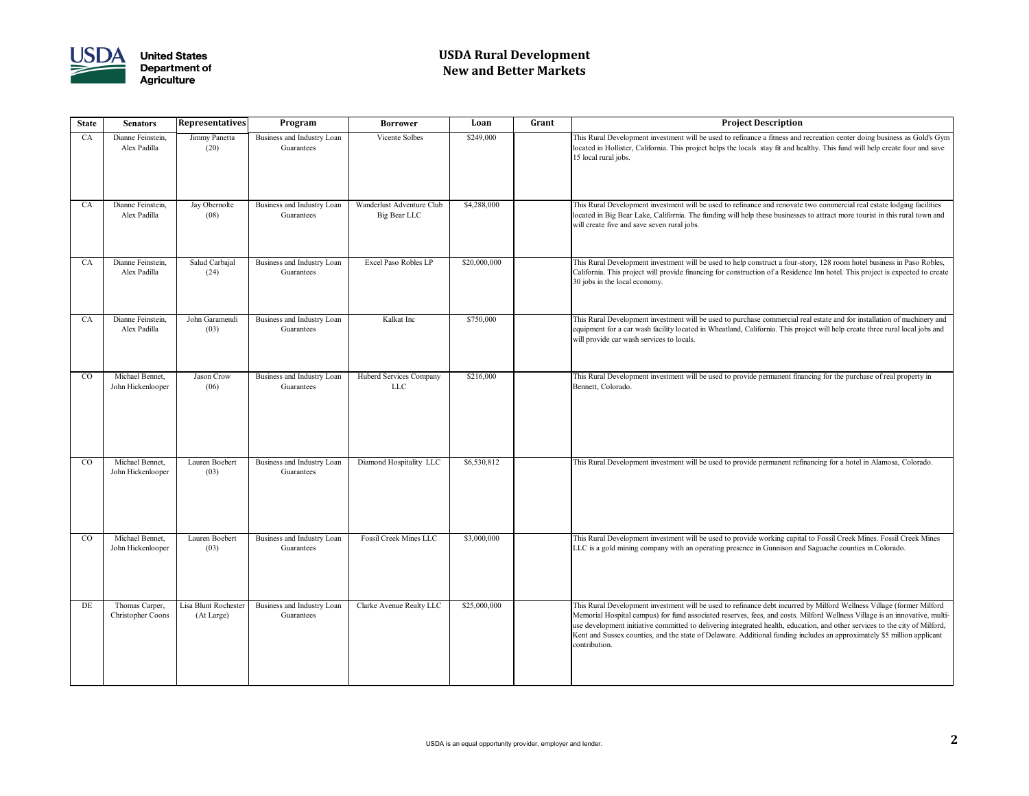# USDA Rural Development
## New and Better Markets

| State | Senators | Representatives | Program | Borrower | Loan | Grant | Project Description |
|---|---|---|---|---|---|---|---|
| CA | Dianne Feinstein, Alex Padilla | Jimmy Panetta (20) | Business and Industry Loan Guarantees | Vicente Solbes | $249,000 | | This Rural Development investment will be used to refinance a fitness and recreation center doing business as Gold's Gym located in Hollister, California. This project helps the locals stay fit and healthy. This fund will help create four and save 15 local rural jobs. |
| CA | Dianne Feinstein, Alex Padilla | Jay Obernolte (08) | Business and Industry Loan Guarantees | Wanderlust Adventure Club Big Bear LLC | $4,288,000 | | This Rural Development investment will be used to refinance and renovate two commercial real estate lodging facilities located in Big Bear Lake, California. The funding will help these businesses to attract more tourist in this rural town and will create five and save seven rural jobs. |
| CA | Dianne Feinstein, Alex Padilla | Salud Carbajal (24) | Business and Industry Loan Guarantees | Excel Paso Robles LP | $20,000,000 | | This Rural Development investment will be used to help construct a four-story, 128 room hotel business in Paso Robles, California. This project will provide financing for construction of a Residence Inn hotel. This project is expected to create 30 jobs in the local economy. |
| CA | Dianne Feinstein, Alex Padilla | John Garamendi (03) | Business and Industry Loan Guarantees | Kalkat Inc | $750,000 | | This Rural Development investment will be used to purchase commercial real estate and for installation of machinery and equipment for a car wash facility located in Wheatland, California. This project will help create three rural local jobs and will provide car wash services to locals. |
| CO | Michael Bennet, John Hickenlooper | Jason Crow (06) | Business and Industry Loan Guarantees | Huberd Services Company LLC | $216,000 | | This Rural Development investment will be used to provide permanent financing for the purchase of real property in Bennett, Colorado. |
| CO | Michael Bennet, John Hickenlooper | Lauren Boebert (03) | Business and Industry Loan Guarantees | Diamond Hospitality LLC | $6,530,812 | | This Rural Development investment will be used to provide permanent refinancing for a hotel in Alamosa, Colorado. |
| CO | Michael Bennet, John Hickenlooper | Lauren Boebert (03) | Business and Industry Loan Guarantees | Fossil Creek Mines LLC | $3,000,000 | | This Rural Development investment will be used to provide working capital to Fossil Creek Mines. Fossil Creek Mines LLC is a gold mining company with an operating presence in Gunnison and Saguache counties in Colorado. |
| DE | Thomas Carper, Christopher Coons | Lisa Blunt Rochester (At Large) | Business and Industry Loan Guarantees | Clarke Avenue Realty LLC | $25,000,000 | | This Rural Development investment will be used to refinance debt incurred by Milford Wellness Village (former Milford Memorial Hospital campus) for fund associated reserves, fees, and costs. Milford Wellness Village is an innovative, multi-use development initiative committed to delivering integrated health, education, and other services to the city of Milford, Kent and Sussex counties, and the state of Delaware. Additional funding includes an approximately $5 million applicant contribution. |

USDA is an equal opportunity provider, employer and lender.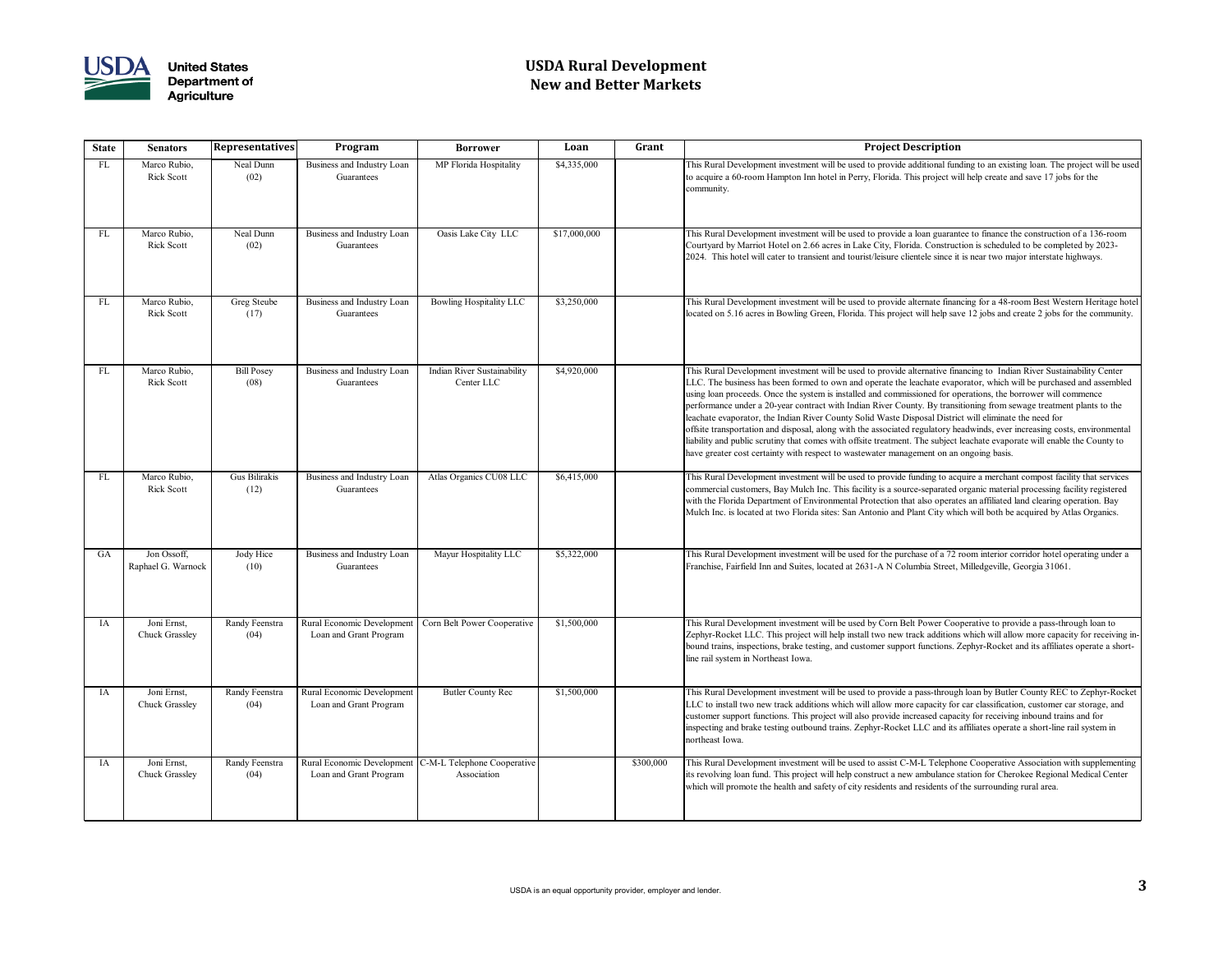# USDA Rural Development
# New and Better Markets

| State | Senators | Representatives | Program | Borrower | Loan | Grant | Project Description |
|---|---|---|---|---|---|---|---|
| FL | Marco Rubio, Rick Scott | Neal Dunn (02) | Business and Industry Loan Guarantees | MP Florida Hospitality | $4,335,000 | | This Rural Development investment will be used to provide additional funding to an existing loan. The project will be used to acquire a 60-room Hampton Inn hotel in Perry, Florida. This project will help create and save 17 jobs for the community. |
| FL | Marco Rubio, Rick Scott | Neal Dunn (02) | Business and Industry Loan Guarantees | Oasis Lake City LLC | $17,000,000 | | This Rural Development investment will be used to provide a loan guarantee to finance the construction of a 136-room Courtyard by Marriot Hotel on 2.66 acres in Lake City, Florida. Construction is scheduled to be completed by 2023-2024. This hotel will cater to transient and tourist/leisure clientele since it is near two major interstate highways. |
| FL | Marco Rubio, Rick Scott | Greg Steube (17) | Business and Industry Loan Guarantees | Bowling Hospitality LLC | $3,250,000 | | This Rural Development investment will be used to provide alternate financing for a 48-room Best Western Heritage hotel located on 5.16 acres in Bowling Green, Florida. This project will help save 12 jobs and create 2 jobs for the community. |
| FL | Marco Rubio, Rick Scott | Bill Posey (08) | Business and Industry Loan Guarantees | Indian River Sustainability Center LLC | $4,920,000 | | This Rural Development investment will be used to provide alternative financing to Indian River Sustainability Center LLC. The business has been formed to own and operate the leachate evaporator, which will be purchased and assembled using loan proceeds. Once the system is installed and commissioned for operations, the borrower will commence performance under a 20-year contract with Indian River County. By transitioning from sewage treatment plants to the leachate evaporator, the Indian River County Solid Waste Disposal District will eliminate the need for offsite transportation and disposal, along with the associated regulatory headwinds, ever increasing costs, environmental liability and public scrutiny that comes with offsite treatment. The subject leachate evaporate will enable the County to have greater cost certainty with respect to wastewater management on an ongoing basis. |
| FL | Marco Rubio, Rick Scott | Gus Bilirakis (12) | Business and Industry Loan Guarantees | Atlas Organics CU08 LLC | $6,415,000 | | This Rural Development investment will be used to provide funding to acquire a merchant compost facility that services commercial customers, Bay Mulch Inc. This facility is a source-separated organic material processing facility registered with the Florida Department of Environmental Protection that also operates an affiliated land clearing operation. Bay Mulch Inc. is located at two Florida sites: San Antonio and Plant City which will both be acquired by Atlas Organics. |
| GA | Jon Ossoff, Raphael G. Warnock | Jody Hice (10) | Business and Industry Loan Guarantees | Mayur Hospitality LLC | $5,322,000 | | This Rural Development investment will be used for the purchase of a 72 room interior corridor hotel operating under a Franchise, Fairfield Inn and Suites, located at 2631-A N Columbia Street, Milledgeville, Georgia 31061. |
| IA | Joni Ernst, Chuck Grassley | Randy Feenstra (04) | Rural Economic Development Loan and Grant Program | Corn Belt Power Cooperative | $1,500,000 | | This Rural Development investment will be used by Corn Belt Power Cooperative to provide a pass-through loan to Zephyr-Rocket LLC. This project will help install two new track additions which will allow more capacity for receiving in-bound trains, inspections, brake testing, and customer support functions. Zephyr-Rocket and its affiliates operate a short-line rail system in Northeast Iowa. |
| IA | Joni Ernst, Chuck Grassley | Randy Feenstra (04) | Rural Economic Development Loan and Grant Program | Butler County Rec | $1,500,000 | | This Rural Development investment will be used to provide a pass-through loan by Butler County REC to Zephyr-Rocket LLC to install two new track additions which will allow more capacity for car classification, customer car storage, and customer support functions. This project will also provide increased capacity for receiving inbound trains and for inspecting and brake testing outbound trains. Zephyr-Rocket LLC and its affiliates operate a short-line rail system in northeast Iowa. |
| IA | Joni Ernst, Chuck Grassley | Randy Feenstra (04) | Rural Economic Development Loan and Grant Program | C-M-L Telephone Cooperative Association | | $300,000 | This Rural Development investment will be used to assist C-M-L Telephone Cooperative Association with supplementing its revolving loan fund. This project will help construct a new ambulance station for Cherokee Regional Medical Center which will promote the health and safety of city residents and residents of the surrounding rural area. |

USDA is an equal opportunity provider, employer and lender.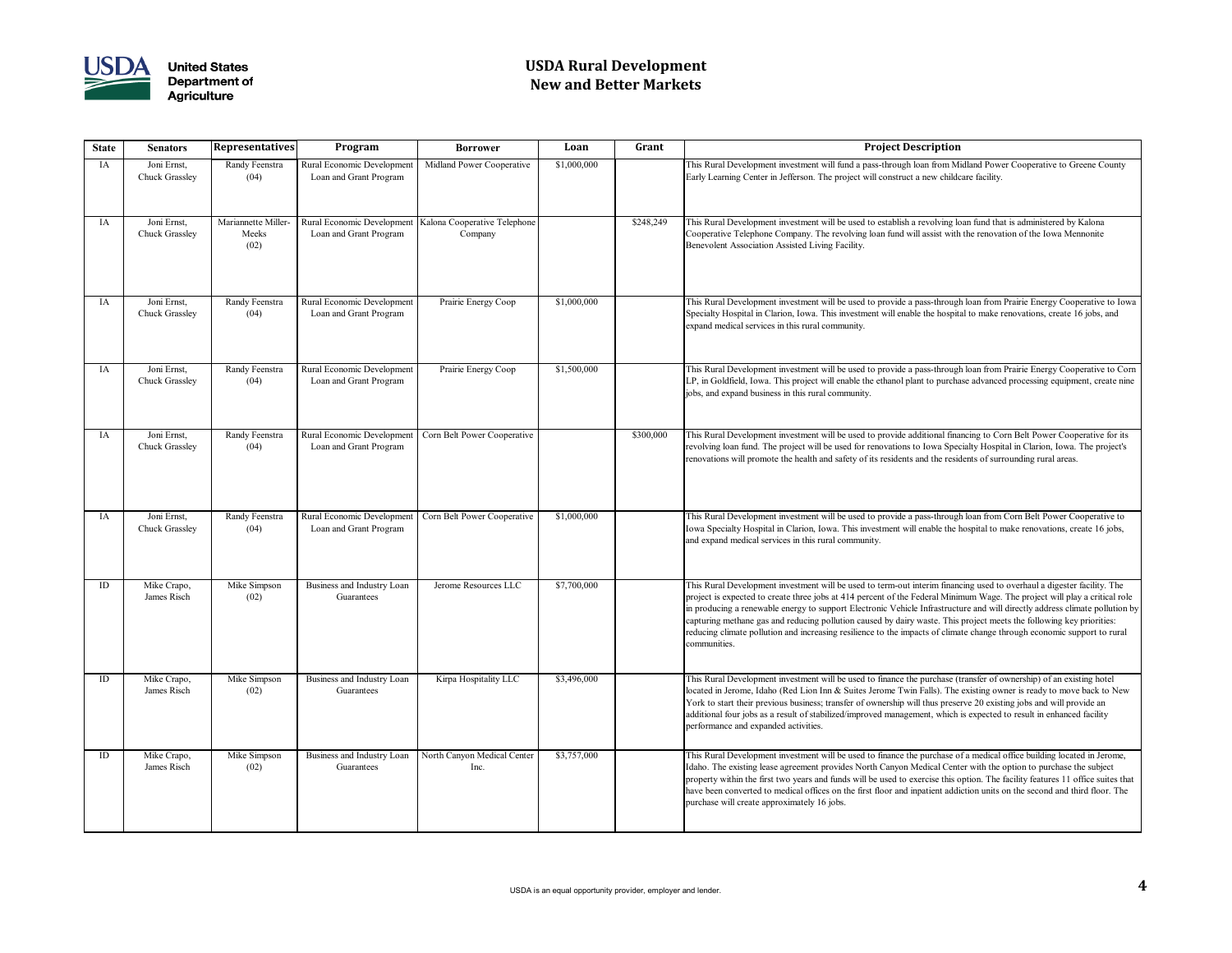# USDA Rural Development
## New and Better Markets

| State | Senators | Representatives | Program | Borrower | Loan | Grant | Project Description |
|---|---|---|---|---|---|---|---|
| IA | Joni Ernst, Chuck Grassley | Randy Feenstra (04) | Rural Economic Development Loan and Grant Program | Midland Power Cooperative | $1,000,000 | | This Rural Development investment will fund a pass-through loan from Midland Power Cooperative to Greene County Early Learning Center in Jefferson. The project will construct a new childcare facility. |
| IA | Joni Ernst, Chuck Grassley | Mariannette Miller-Meeks (02) | Rural Economic Development Loan and Grant Program | Kalona Cooperative Telephone Company | | $248,249 | This Rural Development investment will be used to establish a revolving loan fund that is administered by Kalona Cooperative Telephone Company. The revolving loan fund will assist with the renovation of the Iowa Mennonite Benevolent Association Assisted Living Facility. |
| IA | Joni Ernst, Chuck Grassley | Randy Feenstra (04) | Rural Economic Development Loan and Grant Program | Prairie Energy Coop | $1,000,000 | | This Rural Development investment will be used to provide a pass-through loan from Prairie Energy Cooperative to Iowa Specialty Hospital in Clarion, Iowa. This investment will enable the hospital to make renovations, create 16 jobs, and expand medical services in this rural community. |
| IA | Joni Ernst, Chuck Grassley | Randy Feenstra (04) | Rural Economic Development Loan and Grant Program | Prairie Energy Coop | $1,500,000 | | This Rural Development investment will be used to provide a pass-through loan from Prairie Energy Cooperative to Corn LP, in Goldfield, Iowa. This project will enable the ethanol plant to purchase advanced processing equipment, create nine jobs, and expand business in this rural community. |
| IA | Joni Ernst, Chuck Grassley | Randy Feenstra (04) | Rural Economic Development Loan and Grant Program | Corn Belt Power Cooperative | | $300,000 | This Rural Development investment will be used to provide additional financing to Corn Belt Power Cooperative for its revolving loan fund. The project will be used for renovations to Iowa Specialty Hospital in Clarion, Iowa. The project's renovations will promote the health and safety of its residents and the residents of surrounding rural areas. |
| IA | Joni Ernst, Chuck Grassley | Randy Feenstra (04) | Rural Economic Development Loan and Grant Program | Corn Belt Power Cooperative | $1,000,000 | | This Rural Development investment will be used to provide a pass-through loan from Corn Belt Power Cooperative to Iowa Specialty Hospital in Clarion, Iowa. This investment will enable the hospital to make renovations, create 16 jobs, and expand medical services in this rural community. |
| ID | Mike Crapo, James Risch | Mike Simpson (02) | Business and Industry Loan Guarantees | Jerome Resources LLC | $7,700,000 | | This Rural Development investment will be used to term-out interim financing used to overhaul a digester facility. The project is expected to create three jobs at 414 percent of the Federal Minimum Wage. The project will play a critical role in producing a renewable energy to support Electronic Vehicle Infrastructure and will directly address climate pollution by capturing methane gas and reducing pollution caused by dairy waste. This project meets the following key priorities: reducing climate pollution and increasing resilience to the impacts of climate change through economic support to rural communities. |
| ID | Mike Crapo, James Risch | Mike Simpson (02) | Business and Industry Loan Guarantees | Kirpa Hospitality LLC | $3,496,000 | | This Rural Development investment will be used to finance the purchase (transfer of ownership) of an existing hotel located in Jerome, Idaho (Red Lion Inn & Suites Jerome Twin Falls). The existing owner is ready to move back to New York to start their previous business; transfer of ownership will thus preserve 20 existing jobs and will provide an additional four jobs as a result of stabilized/improved management, which is expected to result in enhanced facility performance and expanded activities. |
| ID | Mike Crapo, James Risch | Mike Simpson (02) | Business and Industry Loan Guarantees | North Canyon Medical Center Inc. | $3,757,000 | | This Rural Development investment will be used to finance the purchase of a medical office building located in Jerome, Idaho. The existing lease agreement provides North Canyon Medical Center with the option to purchase the subject property within the first two years and funds will be used to exercise this option. The facility features 11 office suites that have been converted to medical offices on the first floor and inpatient addiction units on the second and third floor. The purchase will create approximately 16 jobs. |

USDA is an equal opportunity provider, employer and lender.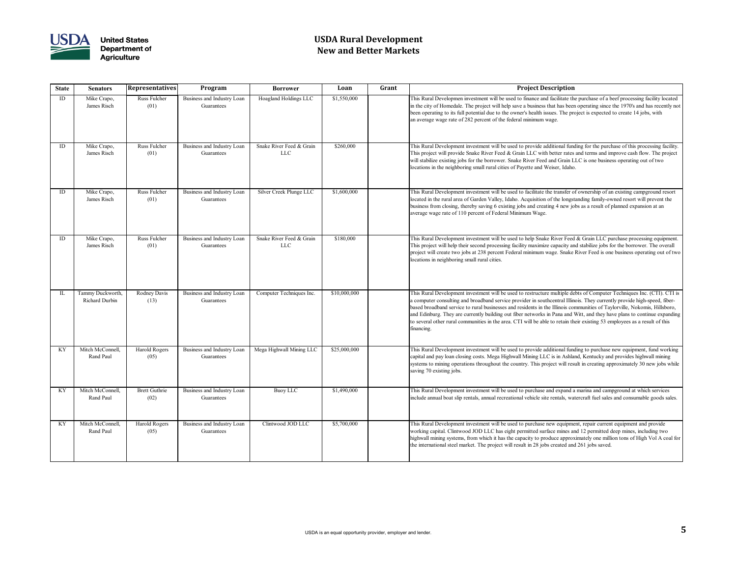# USDA Rural Development
## New and Better Markets

| State | Senators | Representatives | Program | Borrower | Loan | Grant | Project Description |
|---|---|---|---|---|---|---|---|
| ID | Mike Crapo, James Risch | Russ Fulcher (01) | Business and Industry Loan Guarantees | Hoagland Holdings LLC | $1,550,000 | | This Rural Developmen investment will be used to finance and facilitate the purchase of a beef processing facility located in the city of Homedale. The project will help save a business that has been operating since the 1970's and has recently not been operating to its full potential due to the owner's health issues. The project is expected to create 14 jobs, with an average wage rate of 282 percent of the federal minimum wage. |
| ID | Mike Crapo, James Risch | Russ Fulcher (01) | Business and Industry Loan Guarantees | Snake River Feed & Grain LLC | $260,000 | | This Rural Development investment will be used to provide additional funding for the purchase of this processing facility. This project will provide Snake River Feed & Grain LLC with better rates and terms and improve cash flow. The project will stabilize existing jobs for the borrower. Snake River Feed and Grain LLC is one business operating out of two locations in the neighboring small rural cities of Payette and Weiser, Idaho. |
| ID | Mike Crapo, James Risch | Russ Fulcher (01) | Business and Industry Loan Guarantees | Silver Creek Plunge LLC | $1,600,000 | | This Rural Development investment will be used to facilitate the transfer of ownership of an existing campground resort located in the rural area of Garden Valley, Idaho. Acquisition of the longstanding family-owned resort will prevent the business from closing, thereby saving 6 existing jobs and creating 4 new jobs as a result of planned expansion at an average wage rate of 110 percent of Federal Minimum Wage. |
| ID | Mike Crapo, James Risch | Russ Fulcher (01) | Business and Industry Loan Guarantees | Snake River Feed & Grain LLC | $180,000 | | This Rural Development investment will be used to help Snake River Feed & Grain LLC purchase processing equipment. This project will help their second processing facility maximize capacity and stabilize jobs for the borrower. The overall project will create two jobs at 238 percent Federal minimum wage. Snake River Feed is one business operating out of two locations in neighboring small rural cities. |
| IL | Tammy Duckworth, Richard Durbin | Rodney Davis (13) | Business and Industry Loan Guarantees | Computer Techniques Inc. | $10,000,000 | | This Rural Development investment will be used to restructure multiple debts of Computer Techniques Inc. (CTI). CTI is a computer consulting and broadband service provider in southcentral Illinois. They currently provide high-speed, fiber-based broadband service to rural businesses and residents in the Illinois communities of Taylorville, Nokomis, Hillsboro, and Edinburg. They are currently building out fiber networks in Pana and Witt, and they have plans to continue expanding to several other rural communities in the area. CTI will be able to retain their existing 53 employees as a result of this financing. |
| KY | Mitch McConnell, Rand Paul | Harold Rogers (05) | Business and Industry Loan Guarantees | Mega Highwall Mining LLC | $25,000,000 | | This Rural Development investment will be used to provide additional funding to purchase new equipment, fund working capital and pay loan closing costs. Mega Highwall Mining LLC is in Ashland, Kentucky and provides highwall mining systems to mining operations throughout the country. This project will result in creating approximately 30 new jobs while saving 70 existing jobs. |
| KY | Mitch McConnell, Rand Paul | Brett Guthrie (02) | Business and Industry Loan Guarantees | Buoy LLC | $1,490,000 | | This Rural Development investment will be used to purchase and expand a marina and campground at which services include annual boat slip rentals, annual recreational vehicle site rentals, watercraft fuel sales and consumable goods sales. |
| KY | Mitch McConnell, Rand Paul | Harold Rogers (05) | Business and Industry Loan Guarantees | Clintwood JOD LLC | $5,700,000 | | This Rural Development investment will be used to purchase new equipment, repair current equipment and provide working capital. Clintwood JOD LLC has eight permitted surface mines and 12 permitted deep mines, including two highwall mining systems, from which it has the capacity to produce approximately one million tons of High Vol A coal for the international steel market. The project will result in 28 jobs created and 261 jobs saved. |

USDA is an equal opportunity provider, employer and lender.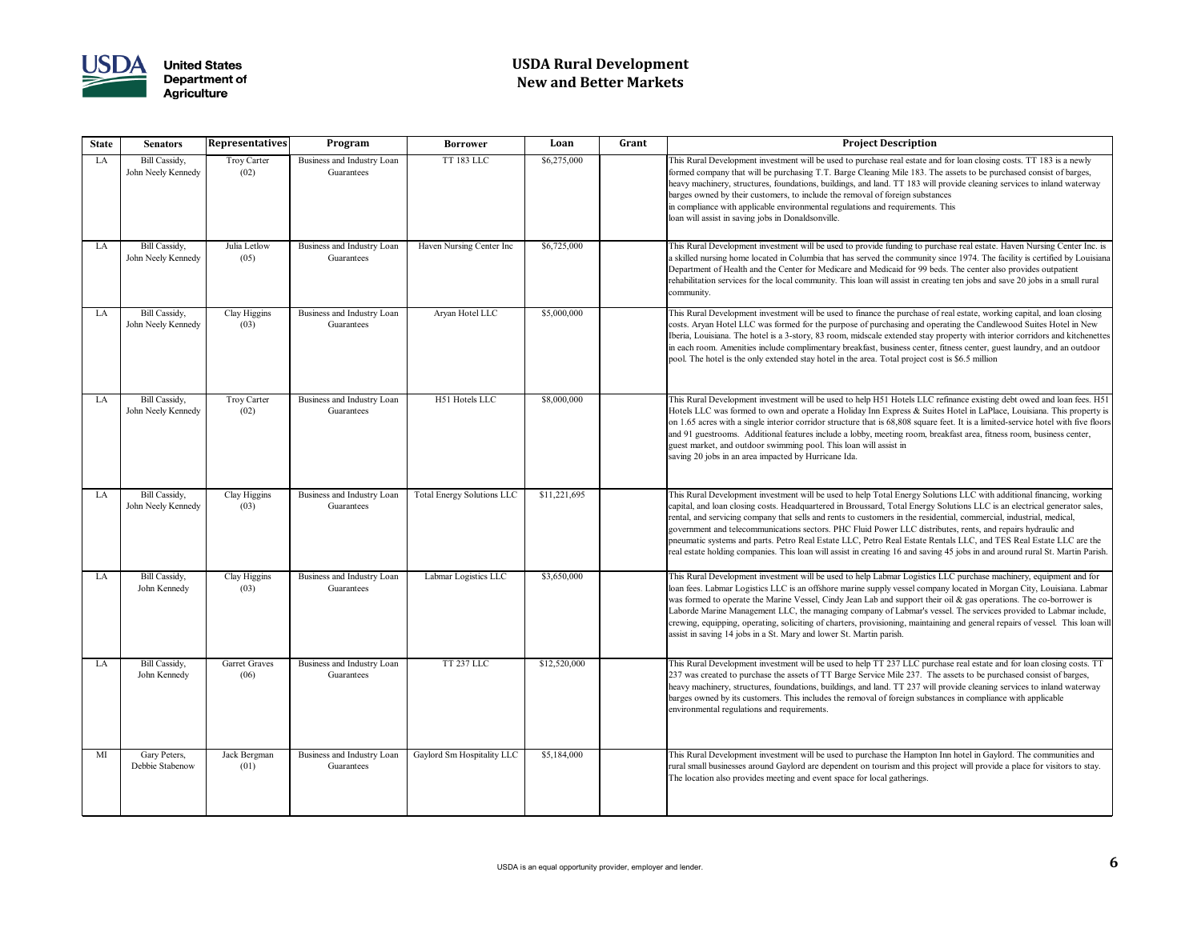# USDA Rural Development
## New and Better Markets

| State | Senators | Representatives | Program | Borrower | Loan | Grant | Project Description |
|---|---|---|---|---|---|---|---|
| LA | Bill Cassidy, John Neely Kennedy | Troy Carter (02) | Business and Industry Loan Guarantees | TT 183 LLC | $6,275,000 | | This Rural Development investment will be used to purchase real estate and for loan closing costs. TT 183 is a newly formed company that will be purchasing T.T. Barge Cleaning Mile 183. The assets to be purchased consist of barges, heavy machinery, structures, foundations, buildings, and land. TT 183 will provide cleaning services to inland waterway barges owned by their customers, to include the removal of foreign substances in compliance with applicable environmental regulations and requirements. This loan will assist in saving jobs in Donaldsonville. |
| LA | Bill Cassidy, John Neely Kennedy | Julia Letlow (05) | Business and Industry Loan Guarantees | Haven Nursing Center Inc | $6,725,000 | | This Rural Development investment will be used to provide funding to purchase real estate. Haven Nursing Center Inc. is a skilled nursing home located in Columbia that has served the community since 1974. The facility is certified by Louisiana Department of Health and the Center for Medicare and Medicaid for 99 beds. The center also provides outpatient rehabilitation services for the local community. This loan will assist in creating ten jobs and save 20 jobs in a small rural community. |
| LA | Bill Cassidy, John Neely Kennedy | Clay Higgins (03) | Business and Industry Loan Guarantees | Aryan Hotel LLC | $5,000,000 | | This Rural Development investment will be used to finance the purchase of real estate, working capital, and loan closing costs. Aryan Hotel LLC was formed for the purpose of purchasing and operating the Candlewood Suites Hotel in New Iberia, Louisiana. The hotel is a 3-story, 83 room, midscale extended stay property with interior corridors and kitchenettes in each room. Amenities include complimentary breakfast, business center, fitness center, guest laundry, and an outdoor pool. The hotel is the only extended stay hotel in the area. Total project cost is $6.5 million |
| LA | Bill Cassidy, John Neely Kennedy | Troy Carter (02) | Business and Industry Loan Guarantees | H51 Hotels LLC | $8,000,000 | | This Rural Development investment will be used to help H51 Hotels LLC refinance existing debt owed and loan fees. H51 Hotels LLC was formed to own and operate a Holiday Inn Express & Suites Hotel in LaPlace, Louisiana. This property is on 1.65 acres with a single interior corridor structure that is 68,808 square feet. It is a limited-service hotel with five floors and 91 guestrooms. Additional features include a lobby, meeting room, breakfast area, fitness room, business center, guest market, and outdoor swimming pool. This loan will assist in saving 20 jobs in an area impacted by Hurricane Ida. |
| LA | Bill Cassidy, John Neely Kennedy | Clay Higgins (03) | Business and Industry Loan Guarantees | Total Energy Solutions LLC | $11,221,695 | | This Rural Development investment will be used to help Total Energy Solutions LLC with additional financing, working capital, and loan closing costs. Headquartered in Broussard, Total Energy Solutions LLC is an electrical generator sales, rental, and servicing company that sells and rents to customers in the residential, commercial, industrial, medical, government and telecommunications sectors. PHC Fluid Power LLC distributes, rents, and repairs hydraulic and pneumatic systems and parts. Petro Real Estate LLC, Petro Real Estate Rentals LLC, and TES Real Estate LLC are the real estate holding companies. This loan will assist in creating 16 and saving 45 jobs in and around rural St. Martin Parish. |
| LA | Bill Cassidy, John Kennedy | Clay Higgins (03) | Business and Industry Loan Guarantees | Labmar Logistics LLC | $3,650,000 | | This Rural Development investment will be used to help Labmar Logistics LLC purchase machinery, equipment and for loan fees. Labmar Logistics LLC is an offshore marine supply vessel company located in Morgan City, Louisiana. Labmar was formed to operate the Marine Vessel, Cindy Jean Lab and support their oil & gas operations. The co-borrower is Laborde Marine Management LLC, the managing company of Labmar's vessel. The services provided to Labmar include, crewing, equipping, operating, soliciting of charters, provisioning, maintaining and general repairs of vessel. This loan will assist in saving 14 jobs in a St. Mary and lower St. Martin parish. |
| LA | Bill Cassidy, John Kennedy | Garret Graves (06) | Business and Industry Loan Guarantees | TT 237 LLC | $12,520,000 | | This Rural Development investment will be used to help TT 237 LLC purchase real estate and for loan closing costs. TT 237 was created to purchase the assets of TT Barge Service Mile 237. The assets to be purchased consist of barges, heavy machinery, structures, foundations, buildings, and land. TT 237 will provide cleaning services to inland waterway barges owned by its customers. This includes the removal of foreign substances in compliance with applicable environmental regulations and requirements. |
| MI | Gary Peters, Debbie Stabenow | Jack Bergman (01) | Business and Industry Loan Guarantees | Gaylord Sm Hospitality LLC | $5,184,000 | | This Rural Development investment will be used to purchase the Hampton Inn hotel in Gaylord. The communities and rural small businesses around Gaylord are dependent on tourism and this project will provide a place for visitors to stay. The location also provides meeting and event space for local gatherings. |

USDA is an equal opportunity provider, employer and lender.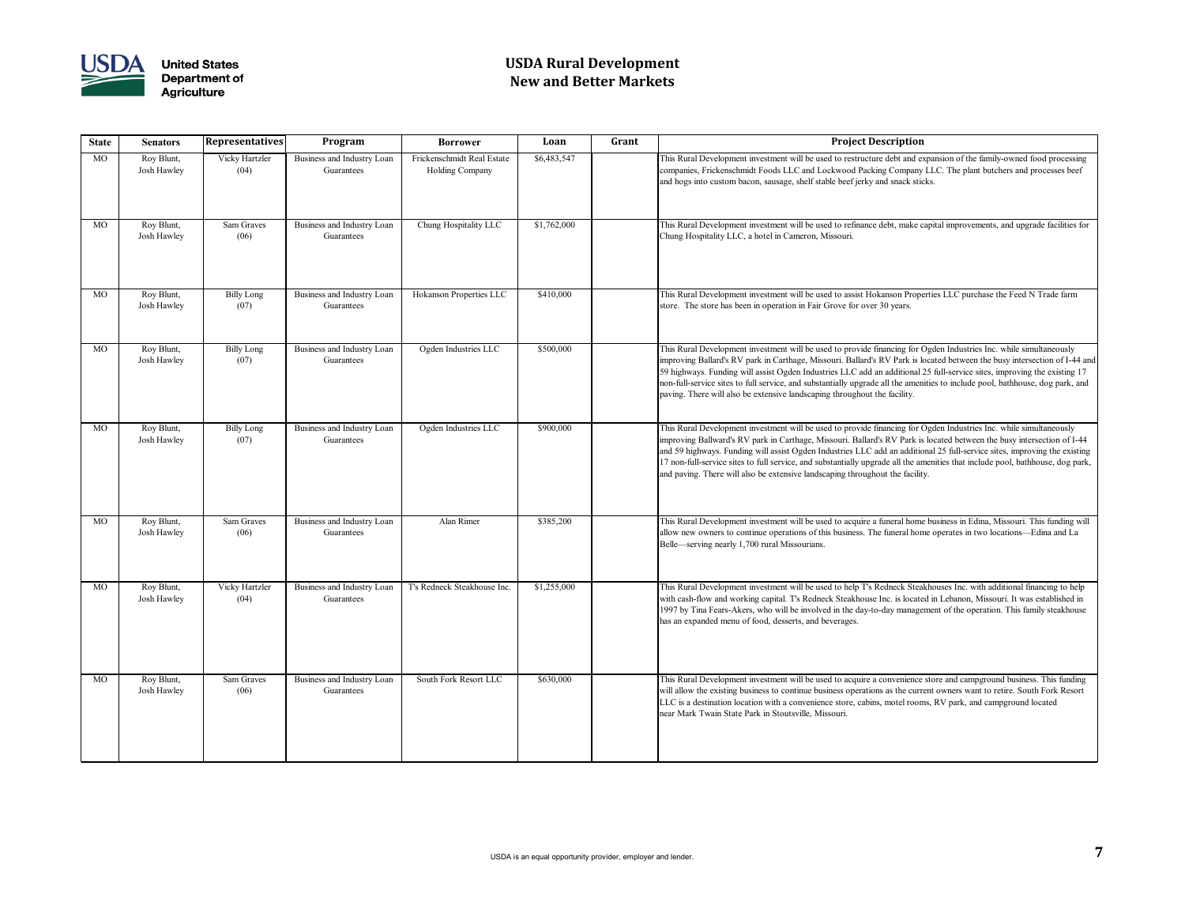# USDA Rural Development
## New and Better Markets

| State | Senators | Representatives | Program | Borrower | Loan | Grant | Project Description |
|---|---|---|---|---|---|---|---|
| MO | Roy Blunt, Josh Hawley | Vicky Hartzler (04) | Business and Industry Loan Guarantees | Frickenschmidt Real Estate Holding Company | $6,483,547 | | This Rural Development investment will be used to restructure debt and expansion of the family-owned food processing companies, Frickenschmidt Foods LLC and Lockwood Packing Company LLC. The plant butchers and processes beef and hogs into custom bacon, sausage, shelf stable beef jerky and snack sticks. |
| MO | Roy Blunt, Josh Hawley | Sam Graves (06) | Business and Industry Loan Guarantees | Chung Hospitality LLC | $1,762,000 | | This Rural Development investment will be used to refinance debt, make capital improvements, and upgrade facilities for Chung Hospitality LLC, a hotel in Cameron, Missouri. |
| MO | Roy Blunt, Josh Hawley | Billy Long (07) | Business and Industry Loan Guarantees | Hokanson Properties LLC | $410,000 | | This Rural Development investment will be used to assist Hokanson Properties LLC purchase the Feed N Trade farm store. The store has been in operation in Fair Grove for over 30 years. |
| MO | Roy Blunt, Josh Hawley | Billy Long (07) | Business and Industry Loan Guarantees | Ogden Industries LLC | $500,000 | | This Rural Development investment will be used to provide financing for Ogden Industries Inc. while simultaneously improving Ballard's RV park in Carthage, Missouri. Ballard's RV Park is located between the busy intersection of I-44 and 59 highways. Funding will assist Ogden Industries LLC add an additional 25 full-service sites, improving the existing 17 non-full-service sites to full service, and substantially upgrade all the amenities to include pool, bathhouse, dog park, and paving. There will also be extensive landscaping throughout the facility. |
| MO | Roy Blunt, Josh Hawley | Billy Long (07) | Business and Industry Loan Guarantees | Ogden Industries LLC | $900,000 | | This Rural Development investment will be used to provide financing for Ogden Industries Inc. while simultaneously improving Ballward's RV park in Carthage, Missouri. Ballard's RV Park is located between the busy intersection of I-44 and 59 highways. Funding will assist Ogden Industries LLC add an additional 25 full-service sites, improving the existing 17 non-full-service sites to full service, and substantially upgrade all the amenities that include pool, bathhouse, dog park, and paving. There will also be extensive landscaping throughout the facility. |
| MO | Roy Blunt, Josh Hawley | Sam Graves (06) | Business and Industry Loan Guarantees | Alan Rimer | $385,200 | | This Rural Development investment will be used to acquire a funeral home business in Edina, Missouri. This funding will allow new owners to continue operations of this business. The funeral home operates in two locations—Edina and La Belle—serving nearly 1,700 rural Missourians. |
| MO | Roy Blunt, Josh Hawley | Vicky Hartzler (04) | Business and Industry Loan Guarantees | T's Redneck Steakhouse Inc. | $1,255,000 | | This Rural Development investment will be used to help T's Redneck Steakhouses Inc. with additional financing to help with cash-flow and working capital. T's Redneck Steakhouse Inc. is located in Lebanon, Missouri. It was established in 1997 by Tina Fears-Akers, who will be involved in the day-to-day management of the operation. This family steakhouse has an expanded menu of food, desserts, and beverages. |
| MO | Roy Blunt, Josh Hawley | Sam Graves (06) | Business and Industry Loan Guarantees | South Fork Resort LLC | $630,000 | | This Rural Development investment will be used to acquire a convenience store and campground business. This funding will allow the existing business to continue business operations as the current owners want to retire. South Fork Resort LLC is a destination location with a convenience store, cabins, motel rooms, RV park, and campground located near Mark Twain State Park in Stoutsville, Missouri. |

USDA is an equal opportunity provider, employer and lender.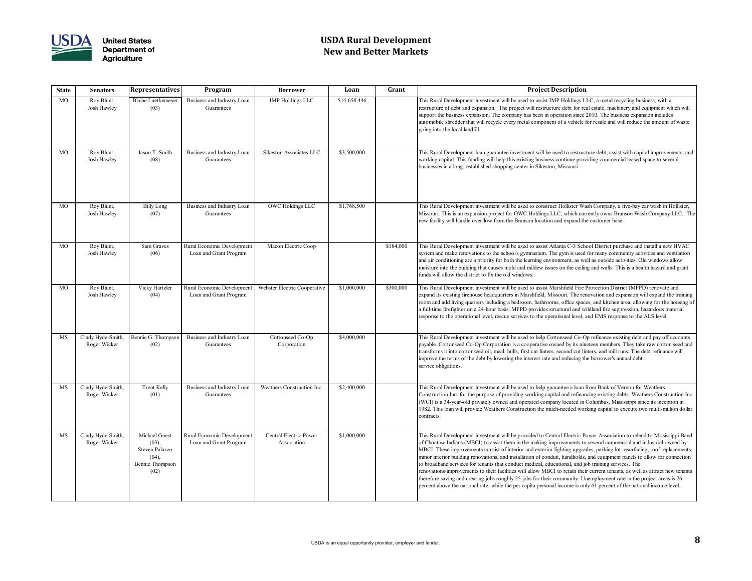# USDA Rural Development
## New and Better Markets

| State | Senators | Representatives | Program | Borrower | Loan | Grant | Project Description |
|---|---|---|---|---|---|---|---|
| MO | Roy Blunt, Josh Hawley | Blaine Luetkemeyer (03) | Business and Industry Loan Guarantees | IMP Holdings LLC | $14,658,446 | | This Rural Development investment will be used to assist IMP Holdings LLC, a metal recycling business, with a restructure of debt and expansion. The project will restructure debt for real estate, machinery and equipment which will support the business expansion. The company has been in operation since 2010. The business expansion includes automobile shredder that will recycle every metal component of a vehicle for resale and will reduce the amount of waste going into the local landfill. |
| MO | Roy Blunt, Josh Hawley | Jason T. Smith (08) | Business and Industry Loan Guarantees | Sikeston Associates LLC | $3,500,000 | | This Rural Development loan guarantee investment will be used to restructure debt, assist with capital improvements, and working capital. This funding will help this existing business continue providing commercial leased space to several businesses in a long- established shopping center in Sikeston, Missouri. |
| MO | Roy Blunt, Josh Hawley | Billy Long (07) | Business and Industry Loan Guarantees | OWC Holdings LLC | $1,768,500 | | This Rural Development investment will be used to construct Hollister Wash Company, a five-bay car wash in Hollister, Missouri. This is an expansion project for OWC Holdings LLC, which currently owns Branson Wash Company LLC. The new facility will handle overflow from the Branson location and expand the customer base. |
| MO | Roy Blunt, Josh Hawley | Sam Graves (06) | Rural Economic Development Loan and Grant Program | Macon Electric Coop | | $184,000 | This Rural Development investment will be used to assist Atlanta C-3 School District purchase and install a new HVAC system and make renovations to the school's gymnasium. The gym is used for many community activities and ventilation and air conditioning are a priority for both the learning environment, as well as outside activities. Old windows allow moisture into the building that causes mold and mildew issues on the ceiling and walls. This is a health hazard and grant funds will allow the district to fix the old windows. |
| MO | Roy Blunt, Josh Hawley | Vicky Hartzler (04) | Rural Economic Development Loan and Grant Program | Webster Electric Cooperative | $1,000,000 | $300,000 | This Rural Development investment will be used to assist Marshfield Fire Protection District (MFPD) renovate and expand its existing firehouse headquarters in Marshfield, Missouri. The renovation and expansion will expand the training room and add living quarters including a bedroom, bathrooms, office spaces, and kitchen area, allowing for the housing of a full-time firefighter on a 24-hour basis. MFPD provides structural and wildland fire suppression, hazardous material response to the operational level, rescue services to the operational level, and EMS response to the ALS level. |
| MS | Cindy Hyde-Smith, Roger Wicker | Bennie G. Thompson (02) | Business and Industry Loan Guarantees | Cottonseed Co-Op Corporation | $4,000,000 | | This Rural Development investment will be used to help Cottonseed Co-Op refinance existing debt and pay off accounts payable. Cottonseed Co-Op Corporation is a cooperative owned by its nineteen members. They take raw cotton seed and transforms it into cottonseed oil, meal, hulls, first cut linters, second cut linters, and mill runs. The debt refinance will improve the terms of the debt by lowering the interest rate and reducing the borrower's annual debt service obligations. |
| MS | Cindy Hyde-Smith, Roger Wicker | Trent Kelly (01) | Business and Industry Loan Guarantees | Weathers Construction Inc. | $2,400,000 | | This Rural Development investment will be used to help guarantee a loan from Bank of Vernon for Weathers Construction Inc. for the purpose of providing working capital and refinancing existing debts. Weathers Construction Inc. (WCI) is a 34-year-old privately owned and operated company located in Columbus, Mississippi since its inception in 1982. This loan will provide Weathers Construction the much-needed working capital to execute two multi-million dollar contracts. |
| MS | Cindy Hyde-Smith, Roger Wicker | Michael Guest (03), Steven Palazzo (04), Bennie Thompson (02) | Rural Economic Development Loan and Grant Program | Central Electric Power Association | $1,000,000 | | This Rural Development investment will be provided to Central Electric Power Association to relend to Mississippi Band of Choctaw Indians (MBCI) to assist them in the making improvements to several commercial and industrial owned by MBCI. These improvements consist of interior and exterior lighting upgrades, parking lot resurfacing, roof replacements, minor interior building renovations, and installation of conduit, handholds, and equipment panels to allow for connection to broadband services for tenants that conduct medical, educational, and job training services. The renovations/improvements to their facilities will allow MBCI to retain their current tenants, as well as attract new tenants therefore saving and creating jobs roughly 25 jobs for their community. Unemployment rate in the project areas is 26 percent above the national rate, while the per capita personal income is only 61 percent of the national income level. |

USDA is an equal opportunity provider, employer and lender.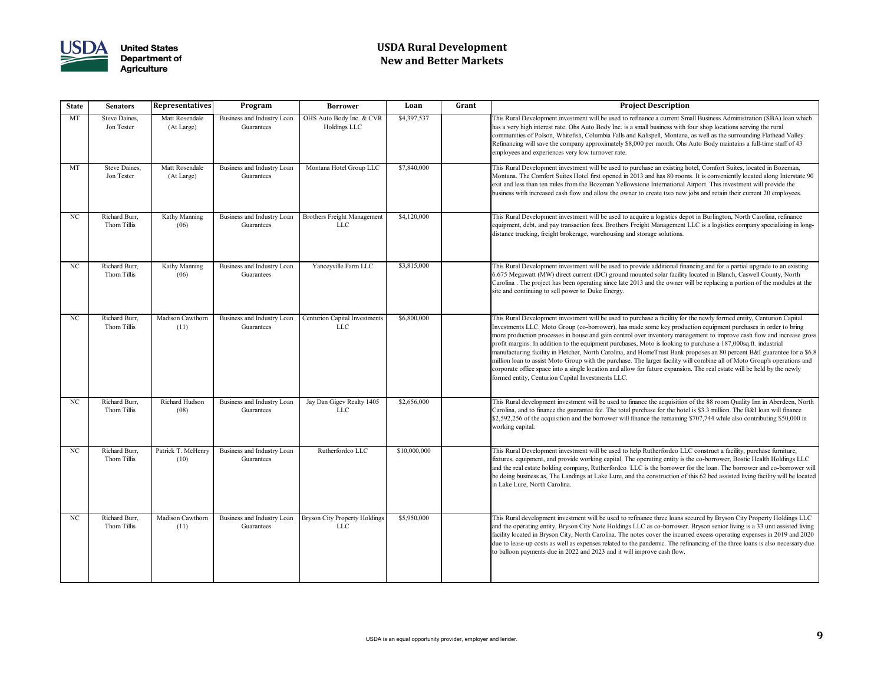# USDA Rural Development
## New and Better Markets

| State | Senators | Representatives | Program | Borrower | Loan | Grant | Project Description |
|---|---|---|---|---|---|---|---|
| MT | Steve Daines, Jon Tester | Matt Rosendale (At Large) | Business and Industry Loan Guarantees | OHS Auto Body Inc. & CVR Holdings LLC | $4,397,537 | | This Rural Development investment will be used to refinance a current Small Business Administration (SBA) loan which has a very high interest rate. Ohs Auto Body Inc. is a small business with four shop locations serving the rural communities of Polson, Whitefish, Columbia Falls and Kalispell, Montana, as well as the surrounding Flathead Valley. Refinancing will save the company approximately $8,000 per month. Ohs Auto Body maintains a full-time staff of 43 employees and experiences very low turnover rate. |
| MT | Steve Daines, Jon Tester | Matt Rosendale (At Large) | Business and Industry Loan Guarantees | Montana Hotel Group LLC | $7,840,000 | | This Rural Development investment will be used to purchase an existing hotel, Comfort Suites, located in Bozeman, Montana. The Comfort Suites Hotel first opened in 2013 and has 80 rooms. It is conveniently located along Interstate 90 exit and less than ten miles from the Bozeman Yellowstone International Airport. This investment will provide the business with increased cash flow and allow the owner to create two new jobs and retain their current 20 employees. |
| NC | Richard Burr, Thom Tillis | Kathy Manning (06) | Business and Industry Loan Guarantees | Brothers Freight Management LLC | $4,120,000 | | This Rural Development investment will be used to acquire a logistics depot in Burlington, North Carolina, refinance equipment, debt, and pay transaction fees. Brothers Freight Management LLC is a logistics company specializing in long-distance trucking, freight brokerage, warehousing and storage solutions. |
| NC | Richard Burr, Thom Tillis | Kathy Manning (06) | Business and Industry Loan Guarantees | Yanceyville Farm LLC | $3,815,000 | | This Rural Development investment will be used to provide additional financing and for a partial upgrade to an existing 6.675 Megawatt (MW) direct current (DC) ground mounted solar facility located in Blanch, Caswell County, North Carolina . The project has been operating since late 2013 and the owner will be replacing a portion of the modules at the site and continuing to sell power to Duke Energy. |
| NC | Richard Burr, Thom Tillis | Madison Cawthorn (11) | Business and Industry Loan Guarantees | Centurion Capital Investments LLC | $6,800,000 | | This Rural Development investment will be used to purchase a facility for the newly formed entity, Centurion Capital Investments LLC. Moto Group (co-borrower), has made some key production equipment purchases in order to bring more production processes in house and gain control over inventory management to improve cash flow and increase gross profit margins. In addition to the equipment purchases, Moto is looking to purchase a 187,000sq.ft. industrial manufacturing facility in Fletcher, North Carolina, and HomeTrust Bank proposes an 80 percent B&I guarantee for a $6.8 million loan to assist Moto Group with the purchase. The larger facility will combine all of Moto Group's operations and corporate office space into a single location and allow for future expansion. The real estate will be held by the newly formed entity, Centurion Capital Investments LLC. |
| NC | Richard Burr, Thom Tillis | Richard Hudson (08) | Business and Industry Loan Guarantees | Jay Dan Gigev Realty 1405 LLC | $2,656,000 | | This Rural development investment will be used to finance the acquisition of the 88 room Quality Inn in Aberdeen, North Carolina, and to finance the guarantee fee. The total purchase for the hotel is $3.3 million. The B&I loan will finance $2,592,256 of the acquisition and the borrower will finance the remaining $707,744 while also contributing $50,000 in working capital. |
| NC | Richard Burr, Thom Tillis | Patrick T. McHenry (10) | Business and Industry Loan Guarantees | Rutherfordco LLC | $10,000,000 | | This Rural Development investment will be used to help Rutherfordco LLC construct a facility, purchase furniture, fixtures, equipment, and provide working capital. The operating entity is the co-borrower, Bostic Health Holdings LLC and the real estate holding company, Rutherfordco LLC is the borrower for the loan. The borrower and co-borrower will be doing business as, The Landings at Lake Lure, and the construction of this 62 bed assisted living facility will be located in Lake Lure, North Carolina. |
| NC | Richard Burr, Thom Tillis | Madison Cawthorn (11) | Business and Industry Loan Guarantees | Bryson City Property Holdings LLC | $5,950,000 | | This Rural development investment will be used to refinance three loans secured by Bryson City Property Holdings LLC and the operating entity, Bryson City Note Holdings LLC as co-borrower. Bryson senior living is a 33 unit assisted living facility located in Bryson City, North Carolina. The notes cover the incurred excess operating expenses in 2019 and 2020 due to lease-up costs as well as expenses related to the pandemic. The refinancing of the three loans is also necessary due to balloon payments due in 2022 and 2023 and it will improve cash flow. |

USDA is an equal opportunity provider, employer and lender.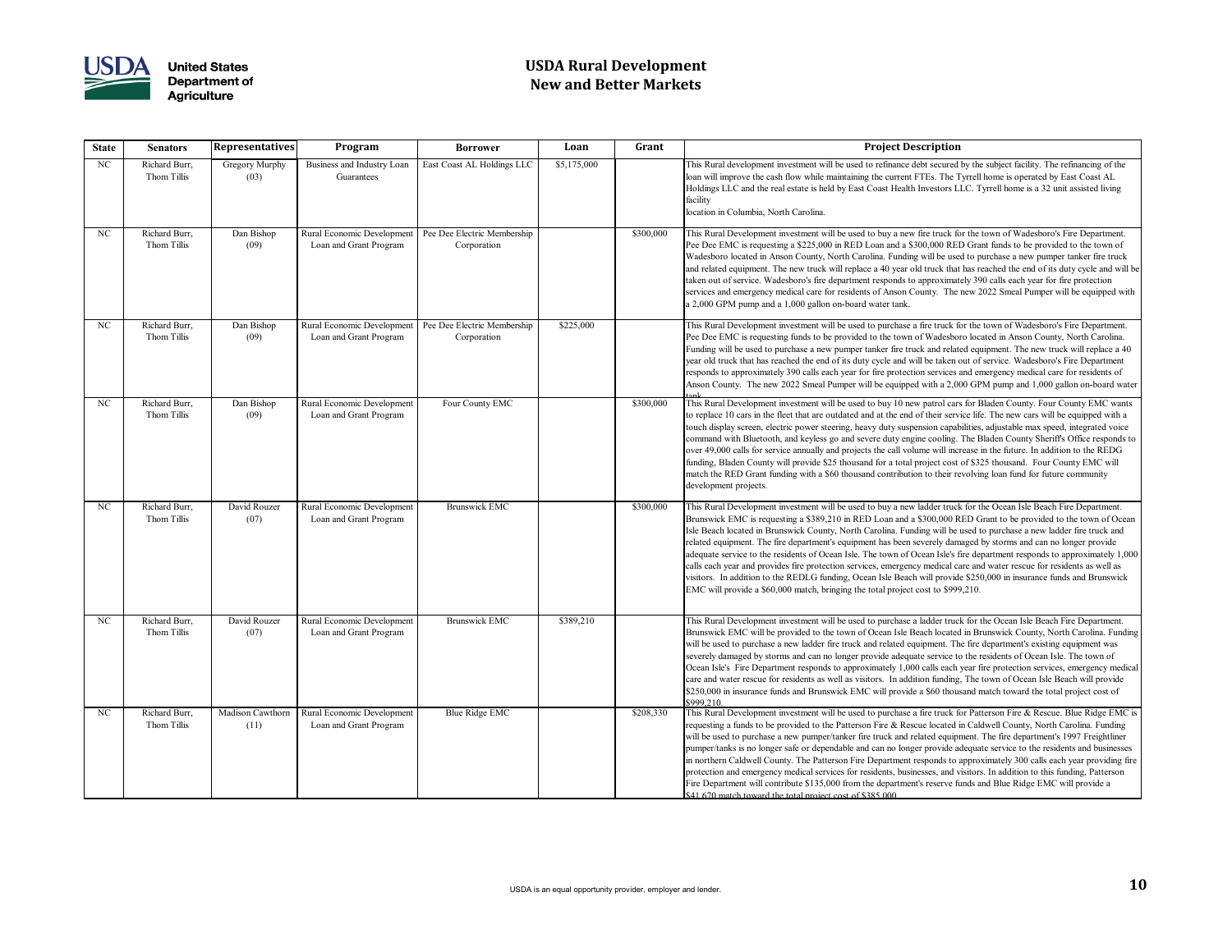# USDA Rural Development
## New and Better Markets

| State | Senators | Representatives | Program | Borrower | Loan | Grant | Project Description |
|---|---|---|---|---|---|---|---|
| NC | Richard Burr, Thom Tillis | Gregory Murphy (03) | Business and Industry Loan Guarantees | East Coast AL Holdings LLC | $5,175,000 | | This Rural development investment will be used to refinance debt secured by the subject facility. The refinancing of the loan will improve the cash flow while maintaining the current FTEs. The Tyrrell home is operated by East Coast AL Holdings LLC and the real estate is held by East Coast Health Investors LLC. Tyrrell home is a 32 unit assisted living facility location in Columbia, North Carolina. |
| NC | Richard Burr, Thom Tillis | Dan Bishop (09) | Rural Economic Development Loan and Grant Program | Pee Dee Electric Membership Corporation | | $300,000 | This Rural Development investment will be used to buy a new fire truck for the town of Wadesboro's Fire Department. Pee Dee EMC is requesting a $225,000 in RED Loan and a $300,000 RED Grant funds to be provided to the town of Wadesboro located in Anson County, North Carolina. Funding will be used to purchase a new pumper tanker fire truck and related equipment. The new truck will replace a 40 year old truck that has reached the end of its duty cycle and will be taken out of service. Wadesboro's fire department responds to approximately 390 calls each year for fire protection services and emergency medical care for residents of Anson County. The new 2022 Smeal Pumper will be equipped with a 2,000 GPM pump and a 1,000 gallon on-board water tank. |
| NC | Richard Burr, Thom Tillis | Dan Bishop (09) | Rural Economic Development Loan and Grant Program | Pee Dee Electric Membership Corporation | $225,000 | | This Rural Development investment will be used to purchase a fire truck for the town of Wadesboro's Fire Department. Pee Dee EMC is requesting funds to be provided to the town of Wadesboro located in Anson County, North Carolina. Funding will be used to purchase a new pumper tanker fire truck and related equipment. The new truck will replace a 40 year old truck that has reached the end of its duty cycle and will be taken out of service. Wadesboro's Fire Department responds to approximately 390 calls each year for fire protection services and emergency medical care for residents of Anson County. The new 2022 Smeal Pumper will be equipped with a 2,000 GPM pump and 1,000 gallon on-board water tank. |
| NC | Richard Burr, Thom Tillis | Dan Bishop (09) | Rural Economic Development Loan and Grant Program | Four County EMC | | $300,000 | This Rural Development investment will be used to buy 10 new patrol cars for Bladen County. Four County EMC wants to replace 10 cars in the fleet that are outdated and at the end of their service life. The new cars will be equipped with a touch display screen, electric power steering, heavy duty suspension capabilities, adjustable max speed, integrated voice command with Bluetooth, and keyless go and severe duty engine cooling. The Bladen County Sheriff's Office responds to over 49,000 calls for service annually and projects the call volume will increase in the future. In addition to the REDG funding, Bladen County will provide $25 thousand for a total project cost of $325 thousand. Four County EMC will match the RED Grant funding with a $60 thousand contribution to their revolving loan fund for future community development projects. |
| NC | Richard Burr, Thom Tillis | David Rouzer (07) | Rural Economic Development Loan and Grant Program | Brunswick EMC | | $300,000 | This Rural Development investment will be used to buy a new ladder truck for the Ocean Isle Beach Fire Department. Brunswick EMC is requesting a $389,210 in RED Loan and a $300,000 RED Grant to be provided to the town of Ocean Isle Beach located in Brunswick County, North Carolina. Funding will be used to purchase a new ladder fire truck and related equipment. The fire department's equipment has been severely damaged by storms and can no longer provide adequate service to the residents of Ocean Isle. The town of Ocean Isle's fire department responds to approximately 1,000 calls each year and provides fire protection services, emergency medical care and water rescue for residents as well as visitors. In addition to the REDLG funding, Ocean Isle Beach will provide $250,000 in insurance funds and Brunswick EMC will provide a $60,000 match, bringing the total project cost to $999,210. |
| NC | Richard Burr, Thom Tillis | David Rouzer (07) | Rural Economic Development Loan and Grant Program | Brunswick EMC | $389,210 | | This Rural Development investment will be used to purchase a ladder truck for the Ocean Isle Beach Fire Department. Brunswick EMC will be provided to the town of Ocean Isle Beach located in Brunswick County, North Carolina. Funding will be used to purchase a new ladder fire truck and related equipment. The fire department's existing equipment was severely damaged by storms and can no longer provide adequate service to the residents of Ocean Isle. The town of Ocean Isle's Fire Department responds to approximately 1,000 calls each year fire protection services, emergency medical care and water rescue for residents as well as visitors. In addition funding, The town of Ocean Isle Beach will provide $250,000 in insurance funds and Brunswick EMC will provide a $60 thousand match toward the total project cost of $999,210. |
| NC | Richard Burr, Thom Tillis | Madison Cawthorn (11) | Rural Economic Development Loan and Grant Program | Blue Ridge EMC | | $208,330 | This Rural Development investment will be used to purchase a fire truck for Patterson Fire & Rescue. Blue Ridge EMC is requesting a funds to be provided to the Patterson Fire & Rescue located in Caldwell County, North Carolina. Funding will be used to purchase a new pumper/tanker fire truck and related equipment. The fire department's 1997 Freightliner pumper/tanks is no longer safe or dependable and can no longer provide adequate service to the residents and businesses in northern Caldwell County. The Patterson Fire Department responds to approximately 300 calls each year providing fire protection and emergency medical services for residents, businesses, and visitors. In addition to this funding, Patterson Fire Department will contribute $135,000 from the department's reserve funds and Blue Ridge EMC will provide a $41,670 match toward the total project cost of $385,000. |

USDA is an equal opportunity provider, employer and lender.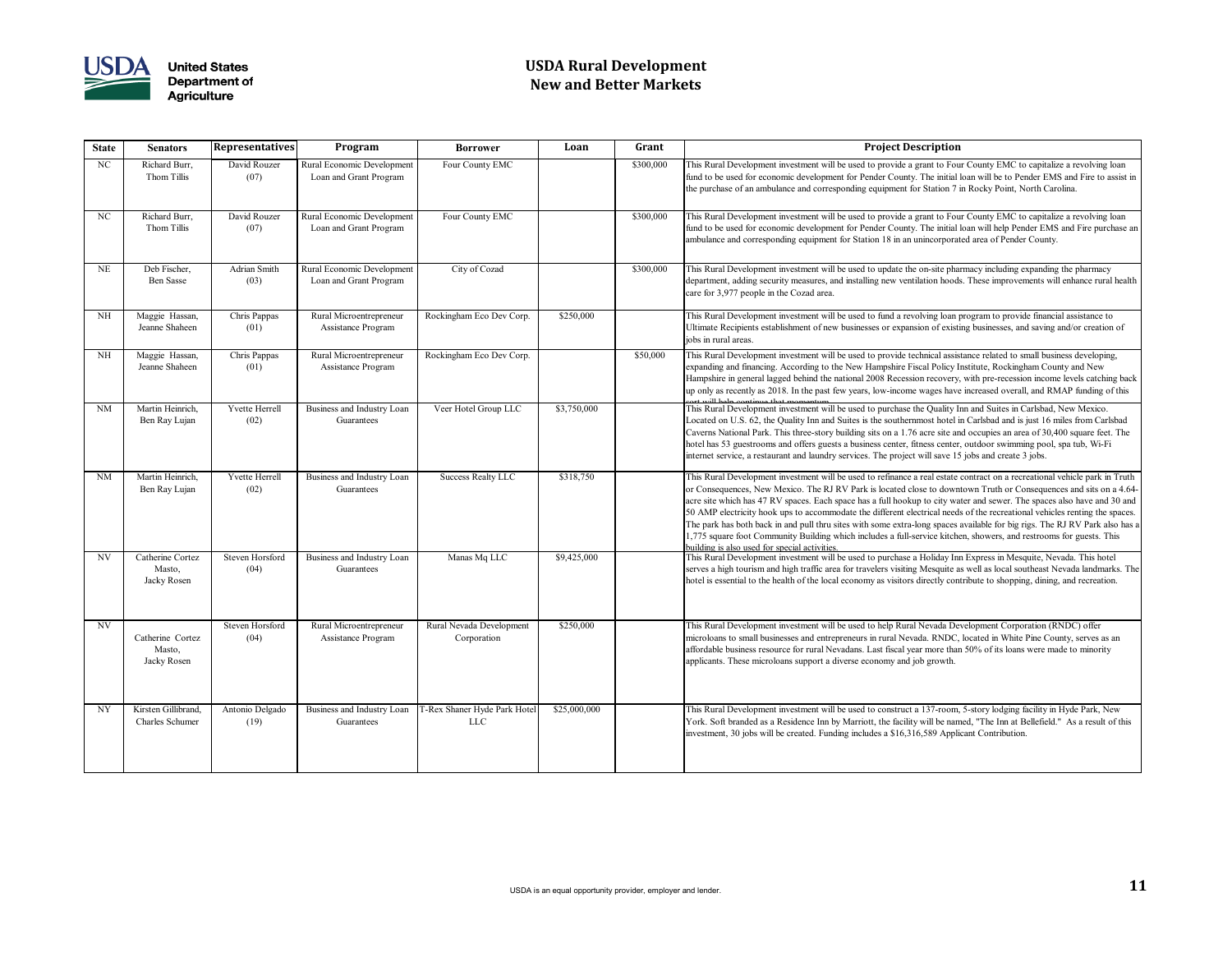# USDA Rural Development
## New and Better Markets

| State | Senators | Representatives | Program | Borrower | Loan | Grant | Project Description |
|---|---|---|---|---|---|---|---|
| NC | Richard Burr, Thom Tillis | David Rouzer (07) | Rural Economic Development Loan and Grant Program | Four County EMC | | $300,000 | This Rural Development investment will be used to provide a grant to Four County EMC to capitalize a revolving loan fund to be used for economic development for Pender County. The initial loan will be to Pender EMS and Fire to assist in the purchase of an ambulance and corresponding equipment for Station 7 in Rocky Point, North Carolina. |
| NC | Richard Burr, Thom Tillis | David Rouzer (07) | Rural Economic Development Loan and Grant Program | Four County EMC | | $300,000 | This Rural Development investment will be used to provide a grant to Four County EMC to capitalize a revolving loan fund to be used for economic development for Pender County. The initial loan will help Pender EMS and Fire purchase an ambulance and corresponding equipment for Station 18 in an unincorporated area of Pender County. |
| NE | Deb Fischer, Ben Sasse | Adrian Smith (03) | Rural Economic Development Loan and Grant Program | City of Cozad | | $300,000 | This Rural Development investment will be used to update the on-site pharmacy including expanding the pharmacy department, adding security measures, and installing new ventilation hoods. These improvements will enhance rural health care for 3,977 people in the Cozad area. |
| NH | Maggie Hassan, Jeanne Shaheen | Chris Pappas (01) | Rural Microentrepreneur Assistance Program | Rockingham Eco Dev Corp. | $250,000 | | This Rural Development investment will be used to fund a revolving loan program to provide financial assistance to Ultimate Recipients establishment of new businesses or expansion of existing businesses, and saving and/or creation of jobs in rural areas. |
| NH | Maggie Hassan, Jeanne Shaheen | Chris Pappas (01) | Rural Microentrepreneur Assistance Program | Rockingham Eco Dev Corp. | | $50,000 | This Rural Development investment will be used to provide technical assistance related to small business developing, expanding and financing. According to the New Hampshire Fiscal Policy Institute, Rockingham County and New Hampshire in general lagged behind the national 2008 Recession recovery, with pre-recession income levels catching back up only as recently as 2018. In the past few years, low-income wages have increased overall, and RMAP funding of this sort will help continue that momentum. |
| NM | Martin Heinrich, Ben Ray Lujan | Yvette Herrell (02) | Business and Industry Loan Guarantees | Veer Hotel Group LLC | $3,750,000 | | This Rural Development investment will be used to purchase the Quality Inn and Suites in Carlsbad, New Mexico. Located on U.S. 62, the Quality Inn and Suites is the southernmost hotel in Carlsbad and is just 16 miles from Carlsbad Caverns National Park. This three-story building sits on a 1.76 acre site and occupies an area of 30,400 square feet. The hotel has 53 guestrooms and offers guests a business center, fitness center, outdoor swimming pool, spa tub, Wi-Fi internet service, a restaurant and laundry services. The project will save 15 jobs and create 3 jobs. |
| NM | Martin Heinrich, Ben Ray Lujan | Yvette Herrell (02) | Business and Industry Loan Guarantees | Success Realty LLC | $318,750 | | This Rural Development investment will be used to refinance a real estate contract on a recreational vehicle park in Truth or Consequences, New Mexico. The RJ RV Park is located close to downtown Truth or Consequences and sits on a 4.64-acre site which has 47 RV spaces. Each space has a full hookup to city water and sewer. The spaces also have and 30 and 50 AMP electricity hook ups to accommodate the different electrical needs of the recreational vehicles renting the spaces. The park has both back in and pull thru sites with some extra-long spaces available for big rigs. The RJ RV Park also has a 1,775 square foot Community Building which includes a full-service kitchen, showers, and restrooms for guests. This building is also used for special activities. |
| NV | Catherine Cortez Masto, Jacky Rosen | Steven Horsford (04) | Business and Industry Loan Guarantees | Manas Mq LLC | $9,425,000 | | This Rural Development investment will be used to purchase a Holiday Inn Express in Mesquite, Nevada. This hotel serves a high tourism and high traffic area for travelers visiting Mesquite as well as local southeast Nevada landmarks. The hotel is essential to the health of the local economy as visitors directly contribute to shopping, dining, and recreation. |
| NV | Catherine Cortez Masto, Jacky Rosen | Steven Horsford (04) | Rural Microentrepreneur Assistance Program | Rural Nevada Development Corporation | $250,000 | | This Rural Development investment will be used to help Rural Nevada Development Corporation (RNDC) offer microloans to small businesses and entrepreneurs in rural Nevada. RNDC, located in White Pine County, serves as an affordable business resource for rural Nevadans. Last fiscal year more than 50% of its loans were made to minority applicants. These microloans support a diverse economy and job growth. |
| NY | Kirsten Gillibrand, Charles Schumer | Antonio Delgado (19) | Business and Industry Loan Guarantees | T-Rex Shaner Hyde Park Hotel LLC | $25,000,000 | | This Rural Development investment will be used to construct a 137-room, 5-story lodging facility in Hyde Park, New York. Soft branded as a Residence Inn by Marriott, the facility will be named, "The Inn at Bellefield." As a result of this investment, 30 jobs will be created. Funding includes a $16,316,589 Applicant Contribution. |

USDA is an equal opportunity provider, employer and lender.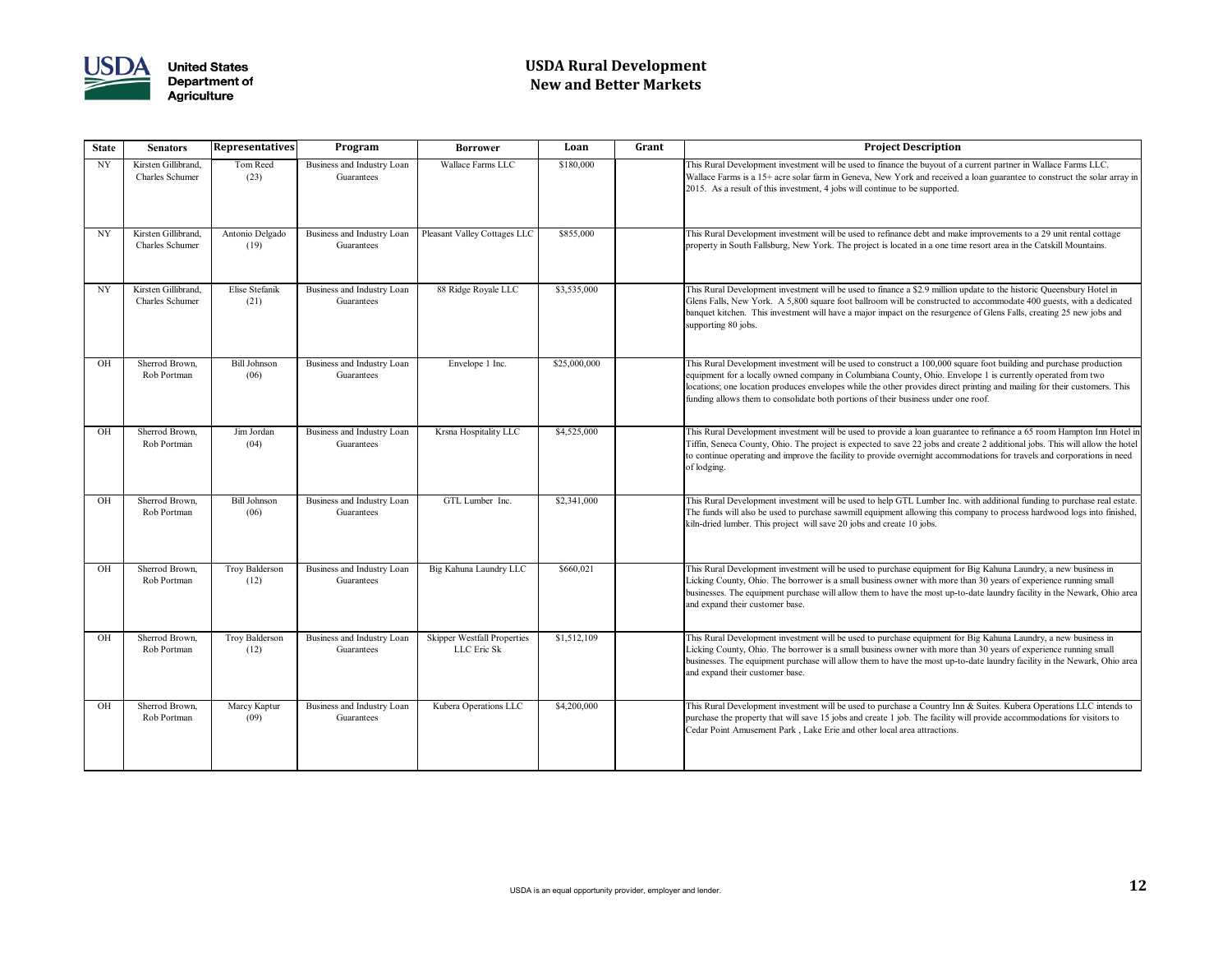# USDA Rural Development
## New and Better Markets

| State | Senators | Representatives | Program | Borrower | Loan | Grant | Project Description |
|---|---|---|---|---|---|---|---|
| NY | Kirsten Gillibrand, Charles Schumer | Tom Reed (23) | Business and Industry Loan Guarantees | Wallace Farms LLC | $180,000 | | This Rural Development investment will be used to finance the buyout of a current partner in Wallace Farms LLC. Wallace Farms is a 15+ acre solar farm in Geneva, New York and received a loan guarantee to construct the solar array in 2015. As a result of this investment, 4 jobs will continue to be supported. |
| NY | Kirsten Gillibrand, Charles Schumer | Antonio Delgado (19) | Business and Industry Loan Guarantees | Pleasant Valley Cottages LLC | $855,000 | | This Rural Development investment will be used to refinance debt and make improvements to a 29 unit rental cottage property in South Fallsburg, New York. The project is located in a one time resort area in the Catskill Mountains. |
| NY | Kirsten Gillibrand, Charles Schumer | Elise Stefanik (21) | Business and Industry Loan Guarantees | 88 Ridge Royale LLC | $3,535,000 | | This Rural Development investment will be used to finance a $2.9 million update to the historic Queensbury Hotel in Glens Falls, New York. A 5,800 square foot ballroom will be constructed to accommodate 400 guests, with a dedicated banquet kitchen. This investment will have a major impact on the resurgence of Glens Falls, creating 25 new jobs and supporting 80 jobs. |
| OH | Sherrod Brown, Rob Portman | Bill Johnson (06) | Business and Industry Loan Guarantees | Envelope 1 Inc. | $25,000,000 | | This Rural Development investment will be used to construct a 100,000 square foot building and purchase production equipment for a locally owned company in Columbiana County, Ohio. Envelope 1 is currently operated from two locations; one location produces envelopes while the other provides direct printing and mailing for their customers. This funding allows them to consolidate both portions of their business under one roof. |
| OH | Sherrod Brown, Rob Portman | Jim Jordan (04) | Business and Industry Loan Guarantees | Krsna Hospitality LLC | $4,525,000 | | This Rural Development investment will be used to provide a loan guarantee to refinance a 65 room Hampton Inn Hotel in Tiffin, Seneca County, Ohio. The project is expected to save 22 jobs and create 2 additional jobs. This will allow the hotel to continue operating and improve the facility to provide overnight accommodations for travels and corporations in need of lodging. |
| OH | Sherrod Brown, Rob Portman | Bill Johnson (06) | Business and Industry Loan Guarantees | GTL Lumber Inc. | $2,341,000 | | This Rural Development investment will be used to help GTL Lumber Inc. with additional funding to purchase real estate. The funds will also be used to purchase sawmill equipment allowing this company to process hardwood logs into finished, kiln-dried lumber. This project will save 20 jobs and create 10 jobs. |
| OH | Sherrod Brown, Rob Portman | Troy Balderson (12) | Business and Industry Loan Guarantees | Big Kahuna Laundry LLC | $660,021 | | This Rural Development investment will be used to purchase equipment for Big Kahuna Laundry, a new business in Licking County, Ohio. The borrower is a small business owner with more than 30 years of experience running small businesses. The equipment purchase will allow them to have the most up-to-date laundry facility in the Newark, Ohio area and expand their customer base. |
| OH | Sherrod Brown, Rob Portman | Troy Balderson (12) | Business and Industry Loan Guarantees | Skipper Westfall Properties LLC Eric Sk | $1,512,109 | | This Rural Development investment will be used to purchase equipment for Big Kahuna Laundry, a new business in Licking County, Ohio. The borrower is a small business owner with more than 30 years of experience running small businesses. The equipment purchase will allow them to have the most up-to-date laundry facility in the Newark, Ohio area and expand their customer base. |
| OH | Sherrod Brown, Rob Portman | Marcy Kaptur (09) | Business and Industry Loan Guarantees | Kubera Operations LLC | $4,200,000 | | This Rural Development investment will be used to purchase a Country Inn & Suites. Kubera Operations LLC intends to purchase the property that will save 15 jobs and create 1 job. The facility will provide accommodations for visitors to Cedar Point Amusement Park , Lake Erie and other local area attractions. |

USDA is an equal opportunity provider, employer and lender.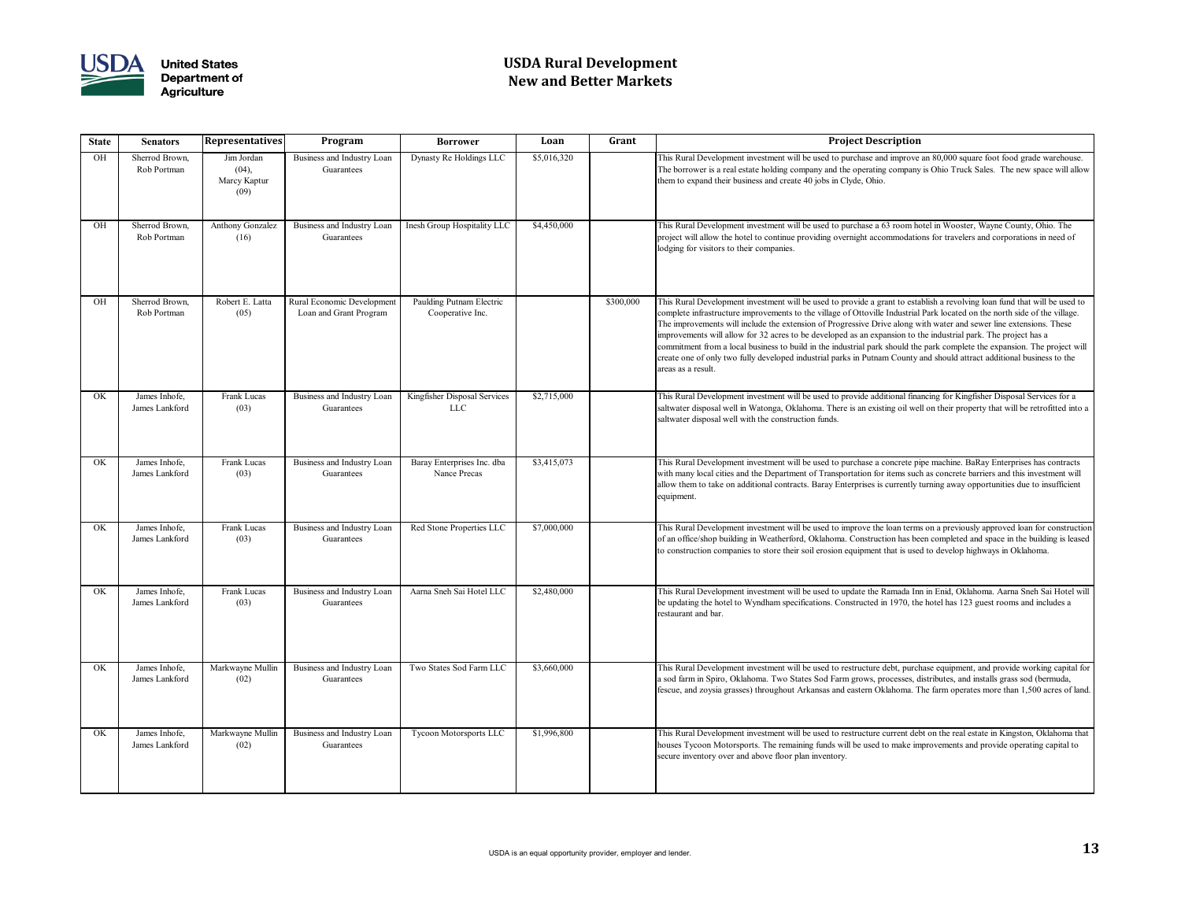# USDA Rural Development
## New and Better Markets

| State | Senators | Representatives | Program | Borrower | Loan | Grant | Project Description |
|---|---|---|---|---|---|---|---|
| OH | Sherrod Brown, Rob Portman | Jim Jordan (04), Marcy Kaptur (09) | Business and Industry Loan Guarantees | Dynasty Re Holdings LLC | $5,016,320 | | This Rural Development investment will be used to purchase and improve an 80,000 square foot food grade warehouse. The borrower is a real estate holding company and the operating company is Ohio Truck Sales. The new space will allow them to expand their business and create 40 jobs in Clyde, Ohio. |
| OH | Sherrod Brown, Rob Portman | Anthony Gonzalez (16) | Business and Industry Loan Guarantees | Inesh Group Hospitality LLC | $4,450,000 | | This Rural Development investment will be used to purchase a 63 room hotel in Wooster, Wayne County, Ohio. The project will allow the hotel to continue providing overnight accommodations for travelers and corporations in need of lodging for visitors to their companies. |
| OH | Sherrod Brown, Rob Portman | Robert E. Latta (05) | Rural Economic Development Loan and Grant Program | Paulding Putnam Electric Cooperative Inc. | | $300,000 | This Rural Development investment will be used to provide a grant to establish a revolving loan fund that will be used to complete infrastructure improvements to the village of Ottoville Industrial Park located on the north side of the village. The improvements will include the extension of Progressive Drive along with water and sewer line extensions. These improvements will allow for 32 acres to be developed as an expansion to the industrial park. The project has a commitment from a local business to build in the industrial park should the park complete the expansion. The project will create one of only two fully developed industrial parks in Putnam County and should attract additional business to the areas as a result. |
| OK | James Inhofe, James Lankford | Frank Lucas (03) | Business and Industry Loan Guarantees | Kingfisher Disposal Services LLC | $2,715,000 | | This Rural Development investment will be used to provide additional financing for Kingfisher Disposal Services for a saltwater disposal well in Watonga, Oklahoma. There is an existing oil well on their property that will be retrofitted into a saltwater disposal well with the construction funds. |
| OK | James Inhofe, James Lankford | Frank Lucas (03) | Business and Industry Loan Guarantees | Baray Enterprises Inc. dba Nance Precas | $3,415,073 | | This Rural Development investment will be used to purchase a concrete pipe machine. BaRay Enterprises has contracts with many local cities and the Department of Transportation for items such as concrete barriers and this investment will allow them to take on additional contracts. Baray Enterprises is currently turning away opportunities due to insufficient equipment. |
| OK | James Inhofe, James Lankford | Frank Lucas (03) | Business and Industry Loan Guarantees | Red Stone Properties LLC | $7,000,000 | | This Rural Development investment will be used to improve the loan terms on a previously approved loan for construction of an office/shop building in Weatherford, Oklahoma. Construction has been completed and space in the building is leased to construction companies to store their soil erosion equipment that is used to develop highways in Oklahoma. |
| OK | James Inhofe, James Lankford | Frank Lucas (03) | Business and Industry Loan Guarantees | Aarna Sneh Sai Hotel LLC | $2,480,000 | | This Rural Development investment will be used to update the Ramada Inn in Enid, Oklahoma. Aarna Sneh Sai Hotel will be updating the hotel to Wyndham specifications. Constructed in 1970, the hotel has 123 guest rooms and includes a restaurant and bar. |
| OK | James Inhofe, James Lankford | Markwayne Mullin (02) | Business and Industry Loan Guarantees | Two States Sod Farm LLC | $3,660,000 | | This Rural Development investment will be used to restructure debt, purchase equipment, and provide working capital for a sod farm in Spiro, Oklahoma. Two States Sod Farm grows, processes, distributes, and installs grass sod (bermuda, fescue, and zoysia grasses) throughout Arkansas and eastern Oklahoma. The farm operates more than 1,500 acres of land. |
| OK | James Inhofe, James Lankford | Markwayne Mullin (02) | Business and Industry Loan Guarantees | Tycoon Motorsports LLC | $1,996,800 | | This Rural Development investment will be used to restructure current debt on the real estate in Kingston, Oklahoma that houses Tycoon Motorsports. The remaining funds will be used to make improvements and provide operating capital to secure inventory over and above floor plan inventory. |

USDA is an equal opportunity provider, employer and lender.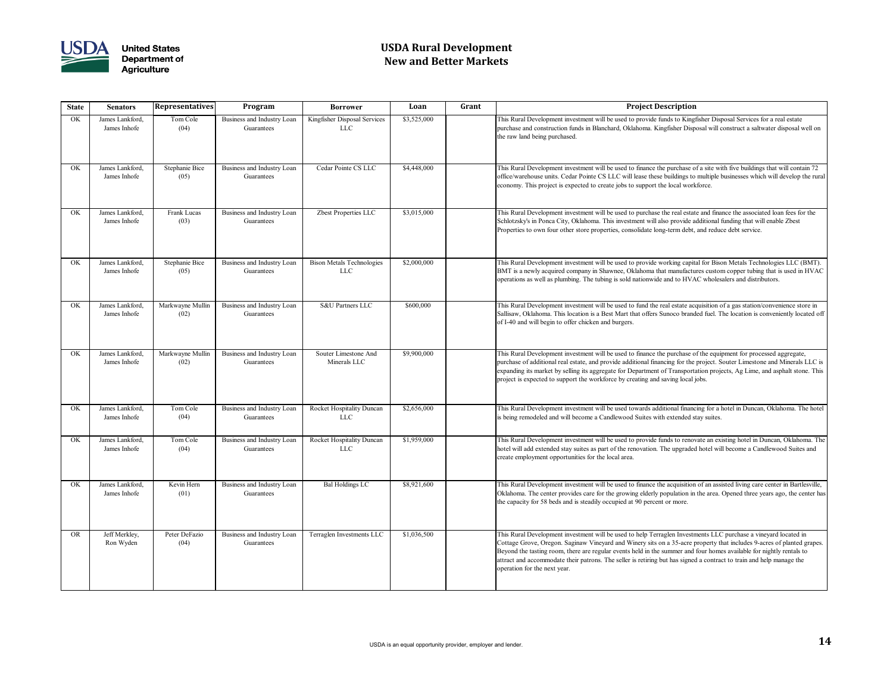# USDA Rural Development
## New and Better Markets

| State | Senators | Representatives | Program | Borrower | Loan | Grant | Project Description |
|---|---|---|---|---|---|---|---|
| OK | James Lankford, James Inhofe | Tom Cole (04) | Business and Industry Loan Guarantees | Kingfisher Disposal Services LLC | $3,525,000 | | This Rural Development investment will be used to provide funds to Kingfisher Disposal Services for a real estate purchase and construction funds in Blanchard, Oklahoma. Kingfisher Disposal will construct a saltwater disposal well on the raw land being purchased. |
| OK | James Lankford, James Inhofe | Stephanie Bice (05) | Business and Industry Loan Guarantees | Cedar Pointe CS LLC | $4,448,000 | | This Rural Development investment will be used to finance the purchase of a site with five buildings that will contain 72 office/warehouse units. Cedar Pointe CS LLC will lease these buildings to multiple businesses which will develop the rural economy. This project is expected to create jobs to support the local workforce. |
| OK | James Lankford, James Inhofe | Frank Lucas (03) | Business and Industry Loan Guarantees | Zbest Properties LLC | $3,015,000 | | This Rural Development investment will be used to purchase the real estate and finance the associated loan fees for the Schlotzsky's in Ponca City, Oklahoma. This investment will also provide additional funding that will enable Zbest Properties to own four other store properties, consolidate long-term debt, and reduce debt service. |
| OK | James Lankford, James Inhofe | Stephanie Bice (05) | Business and Industry Loan Guarantees | Bison Metals Technologies LLC | $2,000,000 | | This Rural Development investment will be used to provide working capital for Bison Metals Technologies LLC (BMT). BMT is a newly acquired company in Shawnee, Oklahoma that manufactures custom copper tubing that is used in HVAC operations as well as plumbing. The tubing is sold nationwide and to HVAC wholesalers and distributors. |
| OK | James Lankford, James Inhofe | Markwayne Mullin (02) | Business and Industry Loan Guarantees | S&U Partners LLC | $600,000 | | This Rural Development investment will be used to fund the real estate acquisition of a gas station/convenience store in Sallisaw, Oklahoma. This location is a Best Mart that offers Sunoco branded fuel. The location is conveniently located off of I-40 and will begin to offer chicken and burgers. |
| OK | James Lankford, James Inhofe | Markwayne Mullin (02) | Business and Industry Loan Guarantees | Souter Limestone And Minerals LLC | $9,900,000 | | This Rural Development investment will be used to finance the purchase of the equipment for processed aggregate, purchase of additional real estate, and provide additional financing for the project. Souter Limestone and Minerals LLC is expanding its market by selling its aggregate for Department of Transportation projects, Ag Lime, and asphalt stone. This project is expected to support the workforce by creating and saving local jobs. |
| OK | James Lankford, James Inhofe | Tom Cole (04) | Business and Industry Loan Guarantees | Rocket Hospitality Duncan LLC | $2,656,000 | | This Rural Development investment will be used towards additional financing for a hotel in Duncan, Oklahoma. The hotel is being remodeled and will become a Candlewood Suites with extended stay suites. |
| OK | James Lankford, James Inhofe | Tom Cole (04) | Business and Industry Loan Guarantees | Rocket Hospitality Duncan LLC | $1,959,000 | | This Rural Development investment will be used to provide funds to renovate an existing hotel in Duncan, Oklahoma. The hotel will add extended stay suites as part of the renovation. The upgraded hotel will become a Candlewood Suites and create employment opportunities for the local area. |
| OK | James Lankford, James Inhofe | Kevin Hern (01) | Business and Industry Loan Guarantees | Bal Holdings LC | $8,921,600 | | This Rural Development investment will be used to finance the acquisition of an assisted living care center in Bartlesville, Oklahoma. The center provides care for the growing elderly population in the area. Opened three years ago, the center has the capacity for 58 beds and is steadily occupied at 90 percent or more. |
| OR | Jeff Merkley, Ron Wyden | Peter DeFazio (04) | Business and Industry Loan Guarantees | Terraglen Investments LLC | $1,036,500 | | This Rural Development investment will be used to help Terraglen Investments LLC purchase a vineyard located in Cottage Grove, Oregon. Saginaw Vineyard and Winery sits on a 35-acre property that includes 9-acres of planted grapes. Beyond the tasting room, there are regular events held in the summer and four homes available for nightly rentals to attract and accommodate their patrons. The seller is retiring but has signed a contract to train and help manage the operation for the next year. |

USDA is an equal opportunity provider, employer and lender.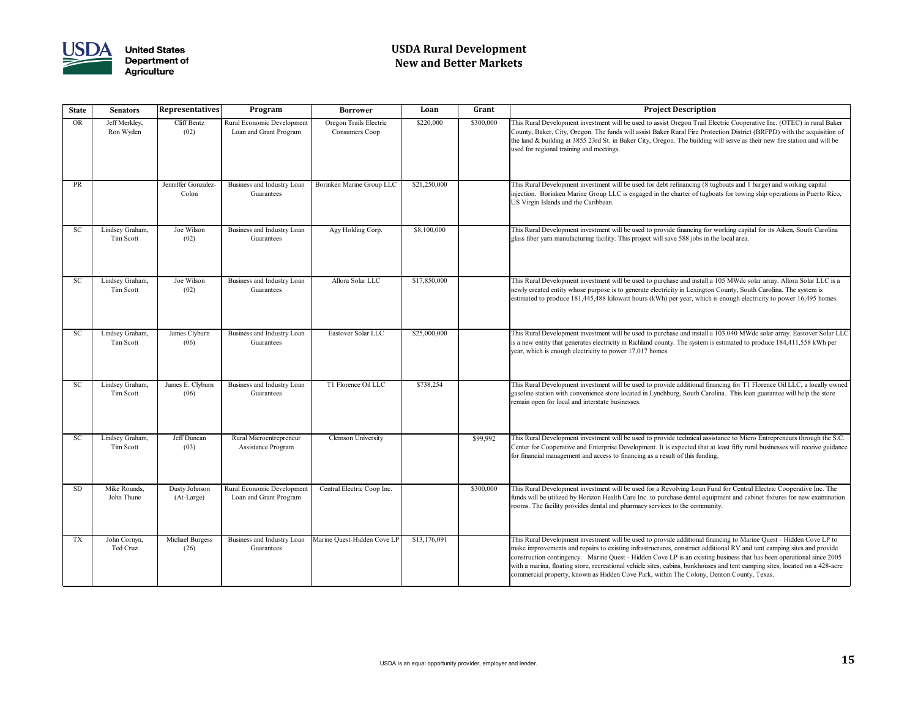# USDA Rural Development
## New and Better Markets

| State | Senators | Representatives | Program | Borrower | Loan | Grant | Project Description |
|---|---|---|---|---|---|---|---|
| OR | Jeff Merkley, Ron Wyden | Cliff Bentz (02) | Rural Economic Development Loan and Grant Program | Oregon Trails Electric Consumers Coop | $220,000 | $300,000 | This Rural Development investment will be used to assist Oregon Trail Electric Cooperative Inc. (OTEC) in rural Baker County, Baker, City, Oregon. The funds will assist Baker Rural Fire Protection District (BRFPD) with the acquisition of the land & building at 3855 23rd St. in Baker City, Oregon. The building will serve as their new fire station and will be used for regional training and meetings. |
| PR | | Jenniffer Gonzalez-Colon | Business and Industry Loan Guarantees | Borinken Marine Group LLC | $21,250,000 | | This Rural Development investment will be used for debt refinancing (8 tugboats and 1 barge) and working capital injection. Borinken Marine Group LLC is engaged in the charter of tugboats for towing ship operations in Puerto Rico, US Virgin Islands and the Caribbean. |
| SC | Lindsey Graham, Tim Scott | Joe Wilson (02) | Business and Industry Loan Guarantees | Agy Holding Corp. | $8,100,000 | | This Rural Development investment will be used to provide financing for working capital for its Aiken, South Carolina glass fiber yarn manufacturing facility. This project will save 588 jobs in the local area. |
| SC | Lindsey Graham, Tim Scott | Joe Wilson (02) | Business and Industry Loan Guarantees | Allora Solar LLC | $17,850,000 | | This Rural Development investment will be used to purchase and install a 105 MWdc solar array. Allora Solar LLC is a newly created entity whose purpose is to generate electricity in Lexington County, South Carolina. The system is estimated to produce 181,445,488 kilowatt hours (kWh) per year, which is enough electricity to power 16,495 homes. |
| SC | Lindsey Graham, Tim Scott | James Clyburn (06) | Business and Industry Loan Guarantees | Eastover Solar LLC | $25,000,000 | | This Rural Development investment will be used to purchase and install a 103.040 MWdc solar array. Eastover Solar LLC is a new entity that generates electricity in Richland county. The system is estimated to produce 184,411,558 kWh per year, which is enough electricity to power 17,017 homes. |
| SC | Lindsey Graham, Tim Scott | James E. Clyburn (06) | Business and Industry Loan Guarantees | T1 Florence Oil LLC | $738,254 | | This Rural Development investment will be used to provide additional financing for T1 Florence Oil LLC, a locally owned gasoline station with convenience store located in Lynchburg, South Carolina. This loan guarantee will help the store remain open for local and interstate businesses. |
| SC | Lindsey Graham, Tim Scott | Jeff Duncan (03) | Rural Microentrepreneur Assistance Program | Clemson University | | $99,992 | This Rural Development investment will be used to provide technical assistance to Micro Entrepreneurs through the S.C. Center for Cooperative and Enterprise Development. It is expected that at least fifty rural businesses will receive guidance for financial management and access to financing as a result of this funding. |
| SD | Mike Rounds, John Thune | Dusty Johnson (At-Large) | Rural Economic Development Loan and Grant Program | Central Electric Coop Inc. | | $300,000 | This Rural Development investment will be used for a Revolving Loan Fund for Central Electric Cooperative Inc. The funds will be utilized by Horizon Health Care Inc. to purchase dental equipment and cabinet fixtures for new examination rooms. The facility provides dental and pharmacy services to the community. |
| TX | John Cornyn, Ted Cruz | Michael Burgess (26) | Business and Industry Loan Guarantees | Marine Quest-Hidden Cove LP | $13,176,091 | | This Rural Development investment will be used to provide additional financing to Marine Quest - Hidden Cove LP to make improvements and repairs to existing infrastructures, construct additional RV and tent camping sites and provide construction contingency. Marine Quest - Hidden Cove LP is an existing business that has been operational since 2005 with a marina, floating store, recreational vehicle sites, cabins, bunkhouses and tent camping sites, located on a 428-acre commercial property, known as Hidden Cove Park, within The Colony, Denton County, Texas. |

USDA is an equal opportunity provider, employer and lender.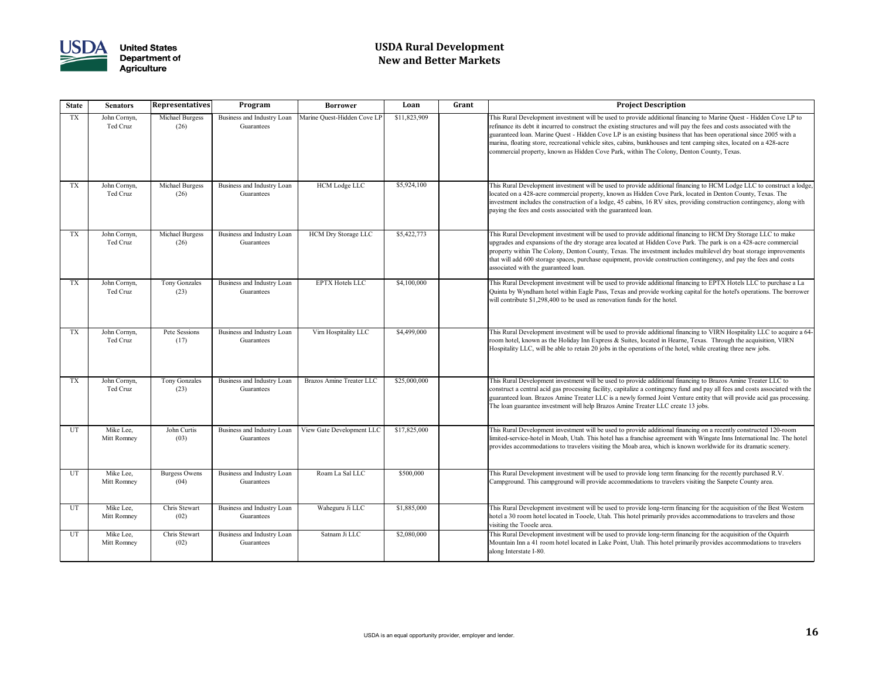# USDA Rural Development
## New and Better Markets

| State | Senators | Representatives | Program | Borrower | Loan | Grant | Project Description |
|---|---|---|---|---|---|---|---|
| TX | John Cornyn, Ted Cruz | Michael Burgess (26) | Business and Industry Loan Guarantees | Marine Quest-Hidden Cove LP | $11,823,909 | | This Rural Development investment will be used to provide additional financing to Marine Quest - Hidden Cove LP to refinance its debt it incurred to construct the existing structures and will pay the fees and costs associated with the guaranteed loan. Marine Quest - Hidden Cove LP is an existing business that has been operational since 2005 with a marina, floating store, recreational vehicle sites, cabins, bunkhouses and tent camping sites, located on a 428-acre commercial property, known as Hidden Cove Park, within The Colony, Denton County, Texas. |
| TX | John Cornyn, Ted Cruz | Michael Burgess (26) | Business and Industry Loan Guarantees | HCM Lodge LLC | $5,924,100 | | This Rural Development investment will be used to provide additional financing to HCM Lodge LLC to construct a lodge, located on a 428-acre commercial property, known as Hidden Cove Park, located in Denton County, Texas. The investment includes the construction of a lodge, 45 cabins, 16 RV sites, providing construction contingency, along with paying the fees and costs associated with the guaranteed loan. |
| TX | John Cornyn, Ted Cruz | Michael Burgess (26) | Business and Industry Loan Guarantees | HCM Dry Storage LLC | $5,422,773 | | This Rural Development investment will be used to provide additional financing to HCM Dry Storage LLC to make upgrades and expansions of the dry storage area located at Hidden Cove Park. The park is on a 428-acre commercial property within The Colony, Denton County, Texas. The investment includes multilevel dry boat storage improvements that will add 600 storage spaces, purchase equipment, provide construction contingency, and pay the fees and costs associated with the guaranteed loan. |
| TX | John Cornyn, Ted Cruz | Tony Gonzales (23) | Business and Industry Loan Guarantees | EPTX Hotels LLC | $4,100,000 | | This Rural Development investment will be used to provide additional financing to EPTX Hotels LLC to purchase a La Quinta by Wyndham hotel within Eagle Pass, Texas and provide working capital for the hotel's operations. The borrower will contribute $1,298,400 to be used as renovation funds for the hotel. |
| TX | John Cornyn, Ted Cruz | Pete Sessions (17) | Business and Industry Loan Guarantees | Virn Hospitality LLC | $4,499,000 | | This Rural Development investment will be used to provide additional financing to VIRN Hospitality LLC to acquire a 64-room hotel, known as the Holiday Inn Express & Suites, located in Hearne, Texas. Through the acquisition, VIRN Hospitality LLC, will be able to retain 20 jobs in the operations of the hotel, while creating three new jobs. |
| TX | John Cornyn, Ted Cruz | Tony Gonzales (23) | Business and Industry Loan Guarantees | Brazos Amine Treater LLC | $25,000,000 | | This Rural Development investment will be used to provide additional financing to Brazos Amine Treater LLC to construct a central acid gas processing facility, capitalize a contingency fund and pay all fees and costs associated with the guaranteed loan. Brazos Amine Treater LLC is a newly formed Joint Venture entity that will provide acid gas processing. The loan guarantee investment will help Brazos Amine Treater LLC create 13 jobs. |
| UT | Mike Lee, Mitt Romney | John Curtis (03) | Business and Industry Loan Guarantees | View Gate Development LLC | $17,825,000 | | This Rural Development investment will be used to provide additional financing on a recently constructed 120-room limited-service-hotel in Moab, Utah. This hotel has a franchise agreement with Wingate Inns International Inc. The hotel provides accommodations to travelers visiting the Moab area, which is known worldwide for its dramatic scenery. |
| UT | Mike Lee, Mitt Romney | Burgess Owens (04) | Business and Industry Loan Guarantees | Roam La Sal LLC | $500,000 | | This Rural Development investment will be used to provide long term financing for the recently purchased R.V. Campground. This campground will provide accommodations to travelers visiting the Sanpete County area. |
| UT | Mike Lee, Mitt Romney | Chris Stewart (02) | Business and Industry Loan Guarantees | Waheguru Ji LLC | $1,885,000 | | This Rural Development investment will be used to provide long-term financing for the acquisition of the Best Western hotel a 30 room hotel located in Tooele, Utah. This hotel primarily provides accommodations to travelers and those visiting the Tooele area. |
| UT | Mike Lee, Mitt Romney | Chris Stewart (02) | Business and Industry Loan Guarantees | Satnam Ji LLC | $2,080,000 | | This Rural Development investment will be used to provide long-term financing for the acquisition of the Oquirrh Mountain Inn a 41 room hotel located in Lake Point, Utah. This hotel primarily provides accommodations to travelers along Interstate I-80. |

USDA is an equal opportunity provider, employer and lender.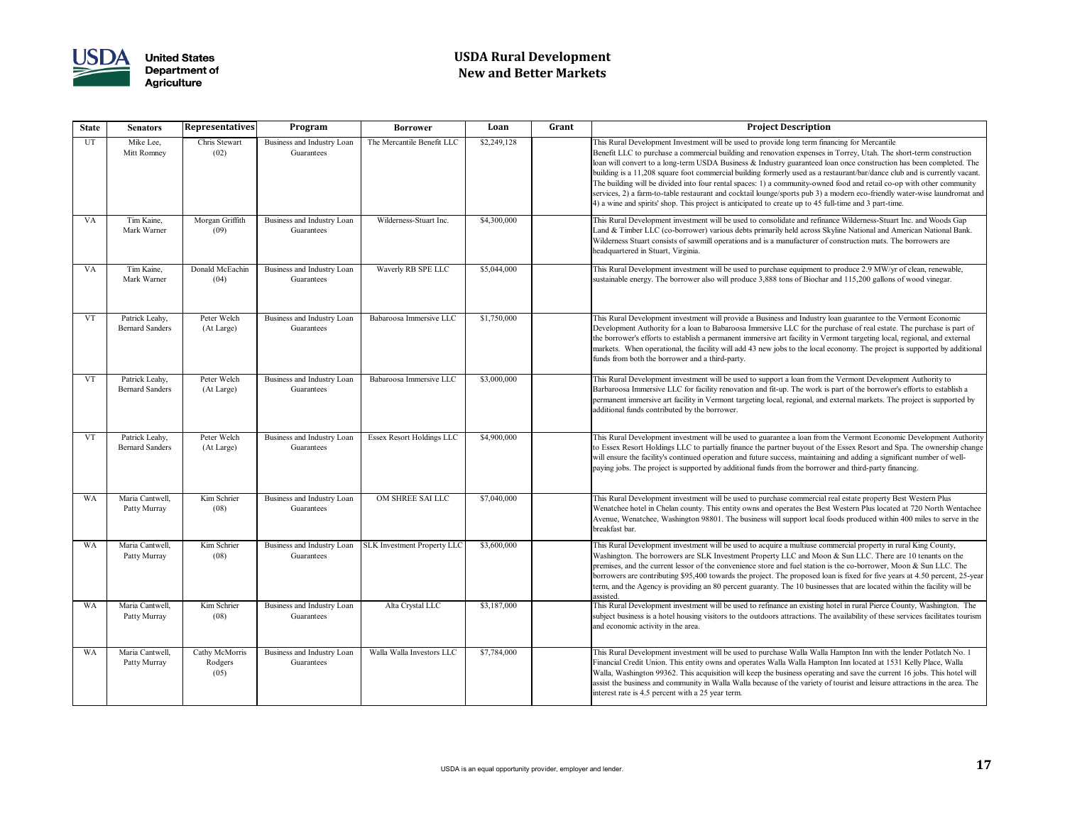# USDA Rural Development
## New and Better Markets

| State | Senators | Representatives | Program | Borrower | Loan | Grant | Project Description |
|---|---|---|---|---|---|---|---|
| UT | Mike Lee, Mitt Romney | Chris Stewart (02) | Business and Industry Loan Guarantees | The Mercantile Benefit LLC | $2,249,128 | | This Rural Development Investment will be used to provide long term financing for Mercantile Benefit LLC to purchase a commercial building and renovation expenses in Torrey, Utah. The short-term construction loan will convert to a long-term USDA Business & Industry guaranteed loan once construction has been completed. The building is a 11,208 square foot commercial building formerly used as a restaurant/bar/dance club and is currently vacant. The building will be divided into four rental spaces: 1) a community-owned food and retail co-op with other community services, 2) a farm-to-table restaurant and cocktail lounge/sports pub 3) a modern eco-friendly water-wise laundromat and 4) a wine and spirits' shop. This project is anticipated to create up to 45 full-time and 3 part-time. |
| VA | Tim Kaine, Mark Warner | Morgan Griffith (09) | Business and Industry Loan Guarantees | Wilderness-Stuart Inc. | $4,300,000 | | This Rural Development investment will be used to consolidate and refinance Wilderness-Stuart Inc. and Woods Gap Land & Timber LLC (co-borrower) various debts primarily held across Skyline National and American National Bank. Wilderness Stuart consists of sawmill operations and is a manufacturer of construction mats. The borrowers are headquartered in Stuart, Virginia. |
| VA | Tim Kaine, Mark Warner | Donald McEachin (04) | Business and Industry Loan Guarantees | Waverly RB SPE LLC | $5,044,000 | | This Rural Development investment will be used to purchase equipment to produce 2.9 MW/yr of clean, renewable, sustainable energy. The borrower also will produce 3,888 tons of Biochar and 115,200 gallons of wood vinegar. |
| VT | Patrick Leahy, Bernard Sanders | Peter Welch (At Large) | Business and Industry Loan Guarantees | Babaroosa Immersive LLC | $1,750,000 | | This Rural Development investment will provide a Business and Industry loan guarantee to the Vermont Economic Development Authority for a loan to Babaroosa Immersive LLC for the purchase of real estate. The purchase is part of the borrower's efforts to establish a permanent immersive art facility in Vermont targeting local, regional, and external markets. When operational, the facility will add 43 new jobs to the local economy. The project is supported by additional funds from both the borrower and a third-party. |
| VT | Patrick Leahy, Bernard Sanders | Peter Welch (At Large) | Business and Industry Loan Guarantees | Babaroosa Immersive LLC | $3,000,000 | | This Rural Development investment will be used to support a loan from the Vermont Development Authority to Barbaroosa Immersive LLC for facility renovation and fit-up. The work is part of the borrower's efforts to establish a permanent immersive art facility in Vermont targeting local, regional, and external markets. The project is supported by additional funds contributed by the borrower. |
| VT | Patrick Leahy, Bernard Sanders | Peter Welch (At Large) | Business and Industry Loan Guarantees | Essex Resort Holdings LLC | $4,900,000 | | This Rural Development investment will be used to guarantee a loan from the Vermont Economic Development Authority to Essex Resort Holdings LLC to partially finance the partner buyout of the Essex Resort and Spa. The ownership change will ensure the facility's continued operation and future success, maintaining and adding a significant number of well-paying jobs. The project is supported by additional funds from the borrower and third-party financing. |
| WA | Maria Cantwell, Patty Murray | Kim Schrier (08) | Business and Industry Loan Guarantees | OM SHREE SAI LLC | $7,040,000 | | This Rural Development investment will be used to purchase commercial real estate property Best Western Plus Wenatchee hotel in Chelan county. This entity owns and operates the Best Western Plus located at 720 North Wentachee Avenue, Wenatchee, Washington 98801. The business will support local foods produced within 400 miles to serve in the breakfast bar. |
| WA | Maria Cantwell, Patty Murray | Kim Schrier (08) | Business and Industry Loan Guarantees | SLK Investment Property LLC | $3,600,000 | | This Rural Development investment will be used to acquire a multiuse commercial property in rural King County, Washington. The borrowers are SLK Investment Property LLC and Moon & Sun LLC. There are 10 tenants on the premises, and the current lessor of the convenience store and fuel station is the co-borrower, Moon & Sun LLC. The borrowers are contributing $95,400 towards the project. The proposed loan is fixed for five years at 4.50 percent, 25-year term, and the Agency is providing an 80 percent guaranty. The 10 businesses that are located within the facility will be assisted. |
| WA | Maria Cantwell, Patty Murray | Kim Schrier (08) | Business and Industry Loan Guarantees | Alta Crystal LLC | $3,187,000 | | This Rural Development investment will be used to refinance an existing hotel in rural Pierce County, Washington. The subject business is a hotel housing visitors to the outdoors attractions. The availability of these services facilitates tourism and economic activity in the area. |
| WA | Maria Cantwell, Patty Murray | Cathy McMorris Rodgers (05) | Business and Industry Loan Guarantees | Walla Walla Investors LLC | $7,784,000 | | This Rural Development investment will be used to purchase Walla Walla Hampton Inn with the lender Potlatch No. 1 Financial Credit Union. This entity owns and operates Walla Walla Hampton Inn located at 1531 Kelly Place, Walla Walla, Washington 99362. This acquisition will keep the business operating and save the current 16 jobs. This hotel will assist the business and community in Walla Walla because of the variety of tourist and leisure attractions in the area. The interest rate is 4.5 percent with a 25 year term. |

USDA is an equal opportunity provider, employer and lender.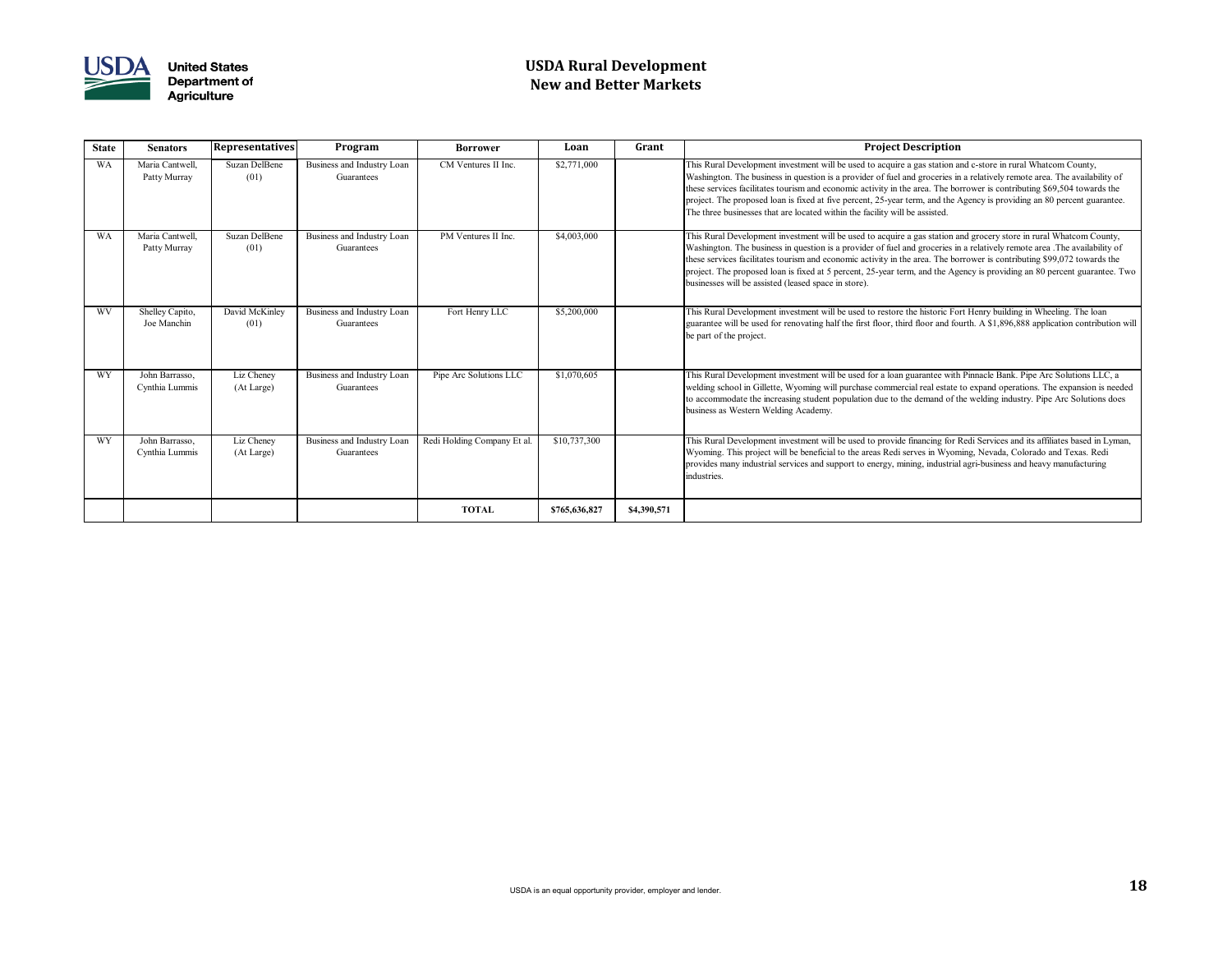# USDA Rural Development
## New and Better Markets

| State | Senators | Representatives | Program | Borrower | Loan | Grant | Project Description |
|---|---|---|---|---|---|---|---|
| WA | Maria Cantwell, Patty Murray | Suzan DelBene (01) | Business and Industry Loan Guarantees | CM Ventures II Inc. | $2,771,000 | | This Rural Development investment will be used to acquire a gas station and c-store in rural Whatcom County, Washington. The business in question is a provider of fuel and groceries in a relatively remote area. The availability of these services facilitates tourism and economic activity in the area. The borrower is contributing $69,504 towards the project. The proposed loan is fixed at five percent, 25-year term, and the Agency is providing an 80 percent guarantee. The three businesses that are located within the facility will be assisted. |
| WA | Maria Cantwell, Patty Murray | Suzan DelBene (01) | Business and Industry Loan Guarantees | PM Ventures II Inc. | $4,003,000 | | This Rural Development investment will be used to acquire a gas station and grocery store in rural Whatcom County, Washington. The business in question is a provider of fuel and groceries in a relatively remote area .The availability of these services facilitates tourism and economic activity in the area. The borrower is contributing $99,072 towards the project. The proposed loan is fixed at 5 percent, 25-year term, and the Agency is providing an 80 percent guarantee. Two businesses will be assisted (leased space in store). |
| WV | Shelley Capito, Joe Manchin | David McKinley (01) | Business and Industry Loan Guarantees | Fort Henry LLC | $5,200,000 | | This Rural Development investment will be used to restore the historic Fort Henry building in Wheeling. The loan guarantee will be used for renovating half the first floor, third floor and fourth. A $1,896,888 application contribution will be part of the project. |
| WY | John Barrasso, Cynthia Lummis | Liz Cheney (At Large) | Business and Industry Loan Guarantees | Pipe Arc Solutions LLC | $1,070,605 | | This Rural Development investment will be used for a loan guarantee with Pinnacle Bank. Pipe Arc Solutions LLC, a welding school in Gillette, Wyoming will purchase commercial real estate to expand operations. The expansion is needed to accommodate the increasing student population due to the demand of the welding industry. Pipe Arc Solutions does business as Western Welding Academy. |
| WY | John Barrasso, Cynthia Lummis | Liz Cheney (At Large) | Business and Industry Loan Guarantees | Redi Holding Company Et al. | $10,737,300 | | This Rural Development investment will be used to provide financing for Redi Services and its affiliates based in Lyman, Wyoming. This project will be beneficial to the areas Redi serves in Wyoming, Nevada, Colorado and Texas. Redi provides many industrial services and support to energy, mining, industrial agri-business and heavy manufacturing industries. |
| | | | | **TOTAL** | **$765,636,827** | **$4,390,571** | |

USDA is an equal opportunity provider, employer and lender.